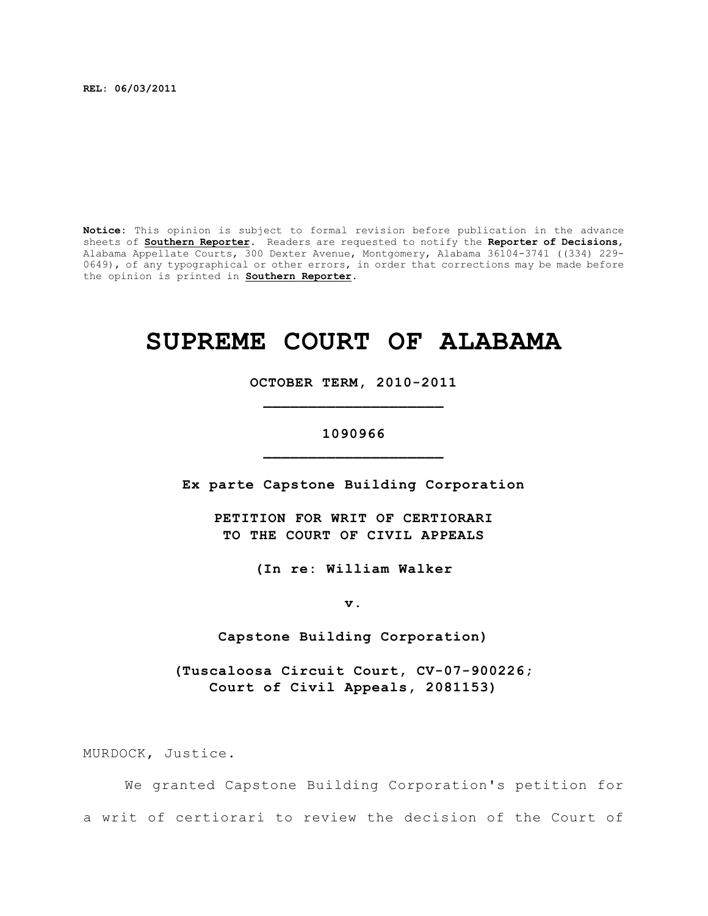**REL: 06/03/2011**

**Notice:** This opinion is subject to formal revision before publication in the advance sheets of **Southern Reporter**. Readers are requested to notify the **Reporter of Decisions**, Alabama Appellate Courts, 300 Dexter Avenue, Montgomery, Alabama 36104-3741 ((334) 229-0649), of any typographical or other errors, in order that corrections may be made before the opinion is printed in **Southern Reporter**.

# SUPREME COURT OF ALABAMA

**OCTOBER TERM, 2010-2011**

**1090966**

**Ex parte Capstone Building Corporation**

**PETITION FOR WRIT OF CERTIORARI TO THE COURT OF CIVIL APPEALS**

**(In re: William Walker**

**v.**

**Capstone Building Corporation)**

**(Tuscaloosa Circuit Court, CV-07-900226; Court of Civil Appeals, 2081153)**

MURDOCK, Justice.

We granted Capstone Building Corporation's petition for a writ of certiorari to review the decision of the Court of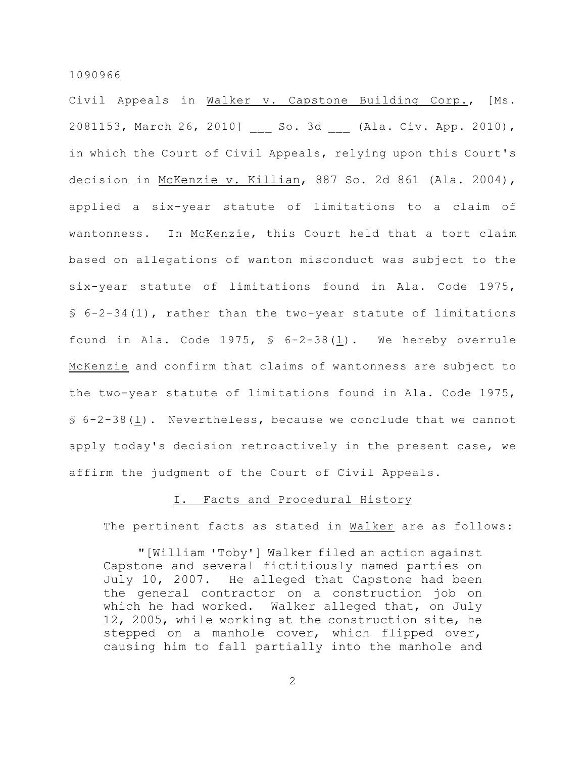Civil Appeals in Walker v. Capstone Building Corp., [Ms. 2081153, March 26, 2010] ___ So. 3d ___ (Ala. Civ. App. 2010), in which the Court of Civil Appeals, relying upon this Court's decision in McKenzie v. Killian, 887 So. 2d 861 (Ala. 2004), applied a six-year statute of limitations to a claim of wantonness. In McKenzie, this Court held that a tort claim based on allegations of wanton misconduct was subject to the six-year statute of limitations found in Ala. Code 1975, § 6-2-34(1), rather than the two-year statute of limitations found in Ala. Code 1975, § 6-2-38(l). We hereby overrule McKenzie and confirm that claims of wantonness are subject to the two-year statute of limitations found in Ala. Code 1975, § 6-2-38(l). Nevertheless, because we conclude that we cannot apply today's decision retroactively in the present case, we affirm the judgment of the Court of Civil Appeals.

## I. Facts and Procedural History

The pertinent facts as stated in Walker are as follows:

> "[William 'Toby'] Walker filed an action against Capstone and several fictitiously named parties on July 10, 2007. He alleged that Capstone had been the general contractor on a construction job on which he had worked. Walker alleged that, on July 12, 2005, while working at the construction site, he stepped on a manhole cover, which flipped over, causing him to fall partially into the manhole and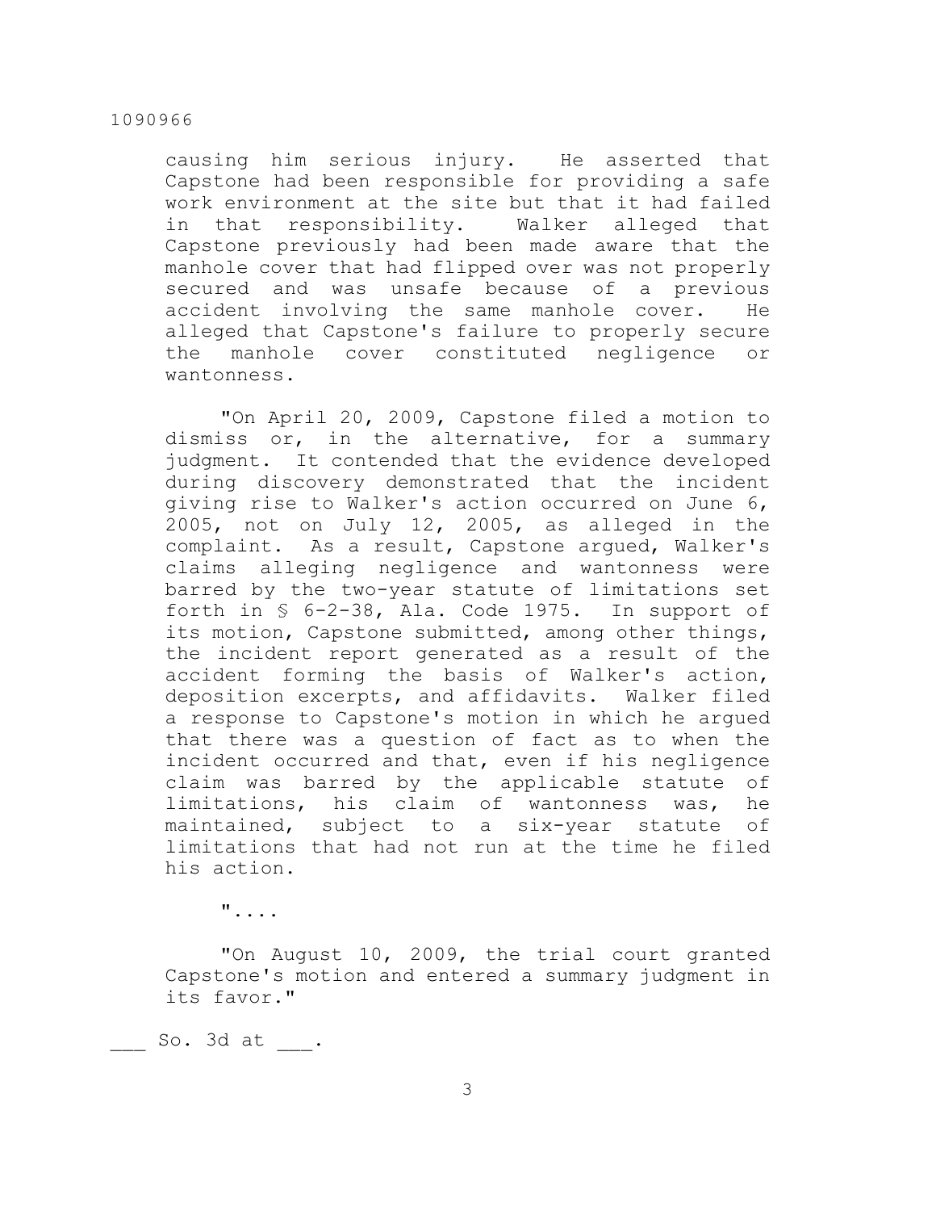causing him serious injury. He asserted that Capstone had been responsible for providing a safe work environment at the site but that it had failed in that responsibility. Walker alleged that Capstone previously had been made aware that the manhole cover that had flipped over was not properly secured and was unsafe because of a previous accident involving the same manhole cover. He alleged that Capstone's failure to properly secure the manhole cover constituted negligence or wantonness.

> "On April 20, 2009, Capstone filed a motion to dismiss or, in the alternative, for a summary judgment. It contended that the evidence developed during discovery demonstrated that the incident giving rise to Walker's action occurred on June 6, 2005, not on July 12, 2005, as alleged in the complaint. As a result, Capstone argued, Walker's claims alleging negligence and wantonness were barred by the two-year statute of limitations set forth in § 6-2-38, Ala. Code 1975. In support of its motion, Capstone submitted, among other things, the incident report generated as a result of the accident forming the basis of Walker's action, deposition excerpts, and affidavits. Walker filed a response to Capstone's motion in which he argued that there was a question of fact as to when the incident occurred and that, even if his negligence claim was barred by the applicable statute of limitations, his claim of wantonness was, he maintained, subject to a six-year statute of limitations that had not run at the time he filed his action.
>
> "....
>
> "On August 10, 2009, the trial court granted Capstone's motion and entered a summary judgment in its favor."

___ So. 3d at ___.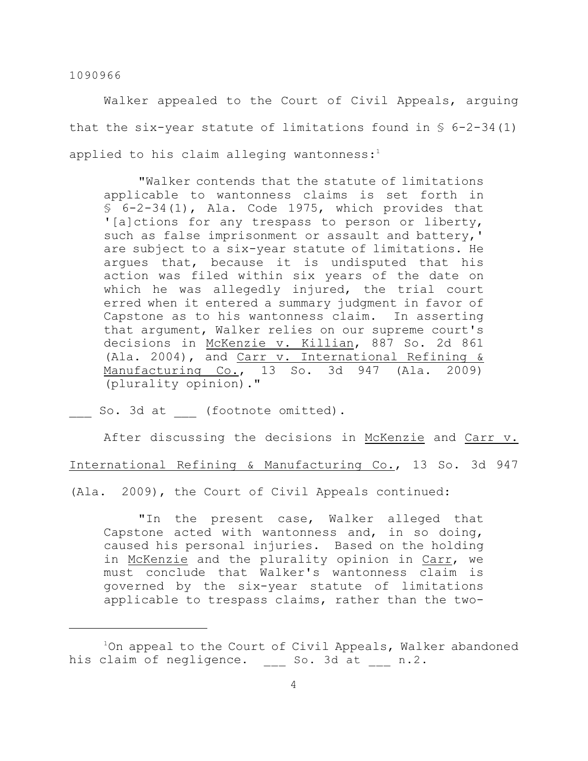Walker appealed to the Court of Civil Appeals, arguing that the six-year statute of limitations found in § 6-2-34(1) applied to his claim alleging wantonness:[1]

> "Walker contends that the statute of limitations applicable to wantonness claims is set forth in § 6-2-34(1), Ala. Code 1975, which provides that '[a]ctions for any trespass to person or liberty, such as false imprisonment or assault and battery,' are subject to a six-year statute of limitations. He argues that, because it is undisputed that his action was filed within six years of the date on which he was allegedly injured, the trial court erred when it entered a summary judgment in favor of Capstone as to his wantonness claim. In asserting that argument, Walker relies on our supreme court's decisions in McKenzie v. Killian, 887 So. 2d 861 (Ala. 2004), and Carr v. International Refining & Manufacturing Co., 13 So. 3d 947 (Ala. 2009) (plurality opinion)."

___ So. 3d at ___ (footnote omitted).

After discussing the decisions in McKenzie and Carr v. International Refining & Manufacturing Co., 13 So. 3d 947 (Ala. 2009), the Court of Civil Appeals continued:

> "In the present case, Walker alleged that Capstone acted with wantonness and, in so doing, caused his personal injuries. Based on the holding in McKenzie and the plurality opinion in Carr, we must conclude that Walker's wantonness claim is governed by the six-year statute of limitations applicable to trespass claims, rather than the two-

---

[1]On appeal to the Court of Civil Appeals, Walker abandoned his claim of negligence. ___ So. 3d at ___ n.2.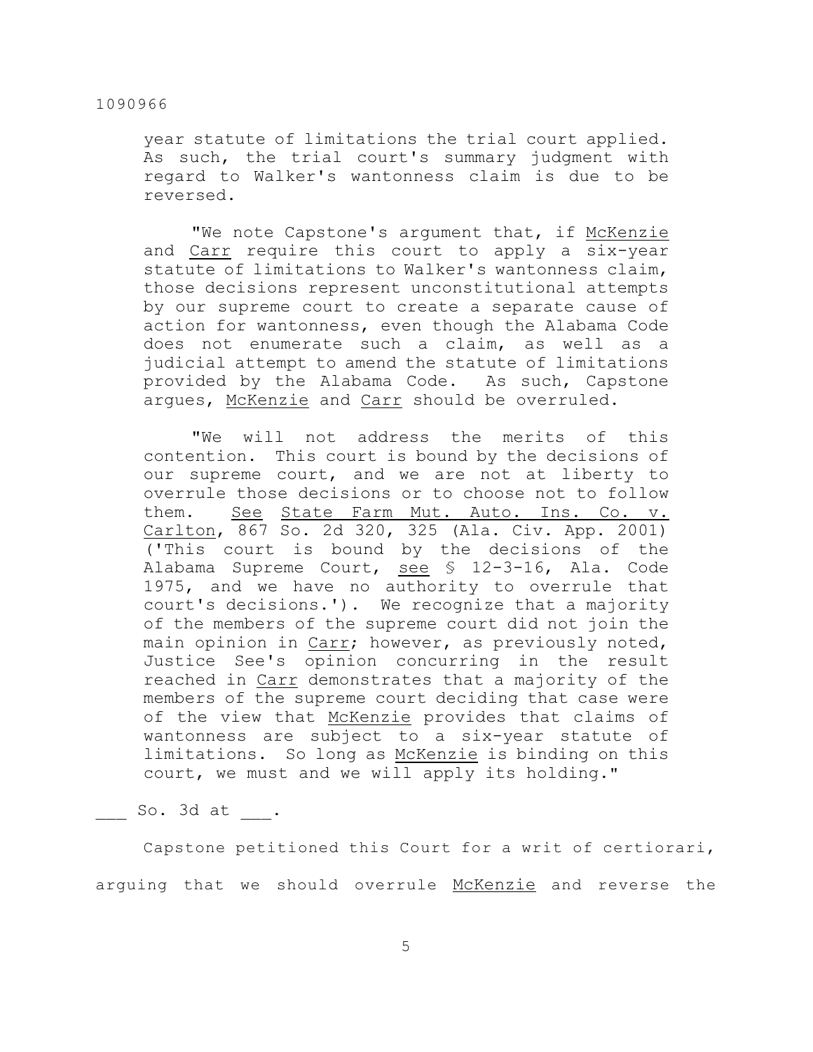year statute of limitations the trial court applied. As such, the trial court's summary judgment with regard to Walker's wantonness claim is due to be reversed.

"We note Capstone's argument that, if McKenzie and Carr require this court to apply a six-year statute of limitations to Walker's wantonness claim, those decisions represent unconstitutional attempts by our supreme court to create a separate cause of action for wantonness, even though the Alabama Code does not enumerate such a claim, as well as a judicial attempt to amend the statute of limitations provided by the Alabama Code. As such, Capstone argues, McKenzie and Carr should be overruled.

"We will not address the merits of this contention. This court is bound by the decisions of our supreme court, and we are not at liberty to overrule those decisions or to choose not to follow them. See State Farm Mut. Auto. Ins. Co. v. Carlton, 867 So. 2d 320, 325 (Ala. Civ. App. 2001) ('This court is bound by the decisions of the Alabama Supreme Court, see § 12-3-16, Ala. Code 1975, and we have no authority to overrule that court's decisions.'). We recognize that a majority of the members of the supreme court did not join the main opinion in Carr; however, as previously noted, Justice See's opinion concurring in the result reached in Carr demonstrates that a majority of the members of the supreme court deciding that case were of the view that McKenzie provides that claims of wantonness are subject to a six-year statute of limitations. So long as McKenzie is binding on this court, we must and we will apply its holding."

___ So. 3d at ___.

Capstone petitioned this Court for a writ of certiorari, arguing that we should overrule McKenzie and reverse the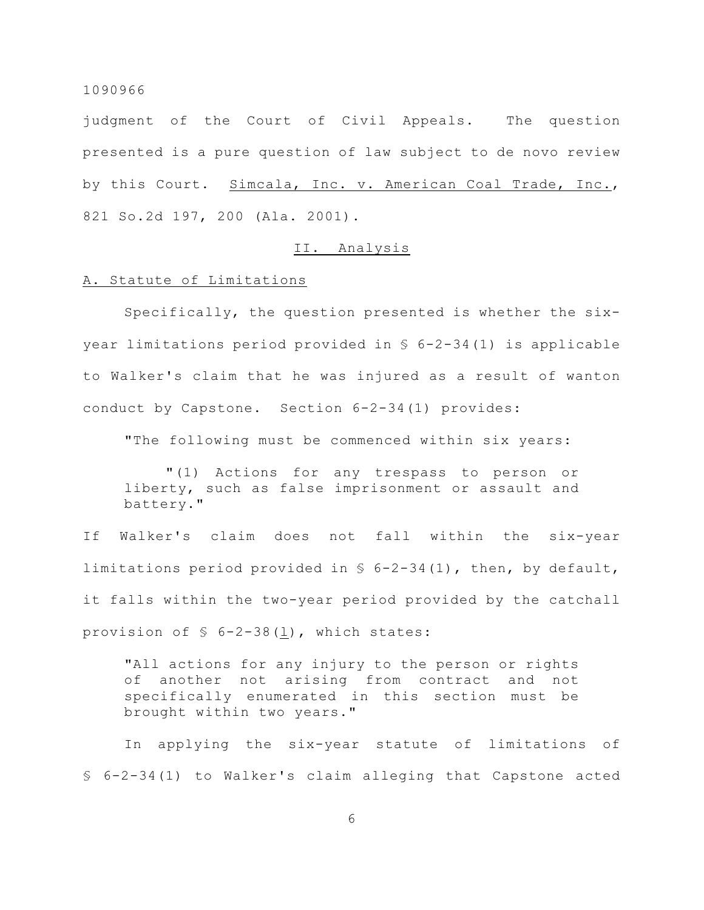judgment of the Court of Civil Appeals. The question presented is a pure question of law subject to de novo review by this Court. Simcala, Inc. v. American Coal Trade, Inc., 821 So.2d 197, 200 (Ala. 2001).

## II. Analysis

### A. Statute of Limitations

Specifically, the question presented is whether the six-year limitations period provided in § 6-2-34(1) is applicable to Walker's claim that he was injured as a result of wanton conduct by Capstone. Section 6-2-34(1) provides:

> "The following must be commenced within six years:
>
> "(1) Actions for any trespass to person or liberty, such as false imprisonment or assault and battery."

If Walker's claim does not fall within the six-year limitations period provided in § 6-2-34(1), then, by default, it falls within the two-year period provided by the catchall provision of § 6-2-38(l), which states:

> "All actions for any injury to the person or rights of another not arising from contract and not specifically enumerated in this section must be brought within two years."

In applying the six-year statute of limitations of § 6-2-34(1) to Walker's claim alleging that Capstone acted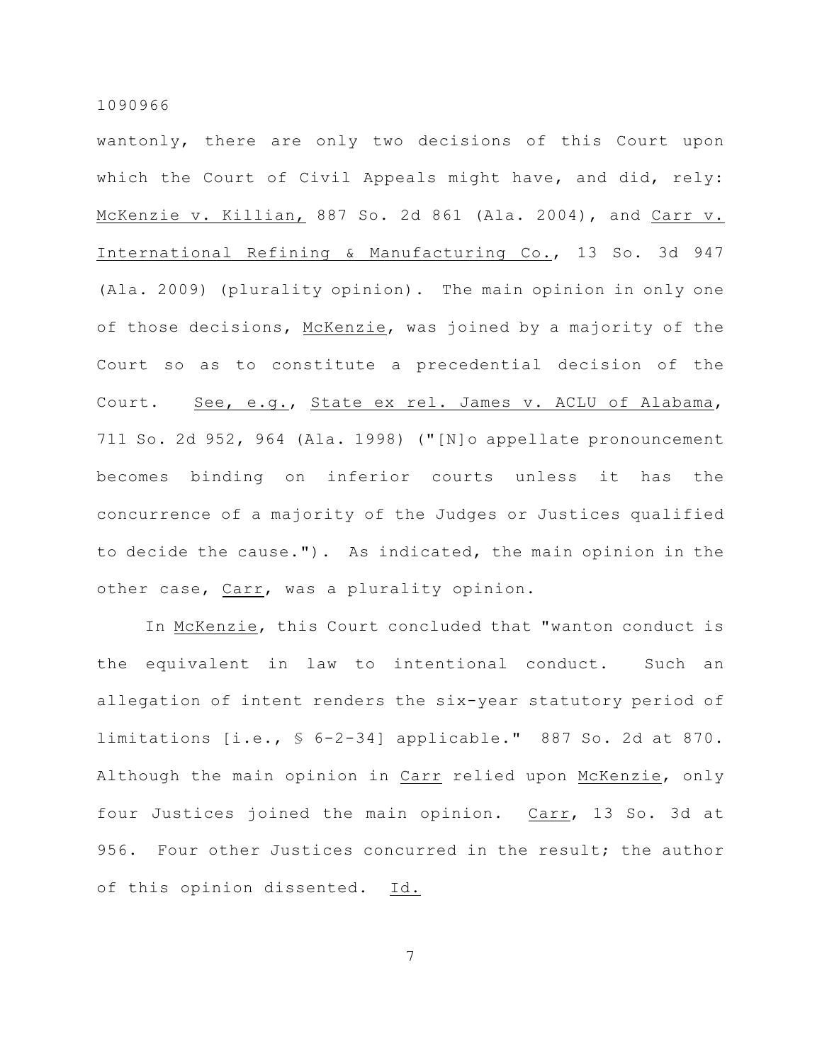wantonly, there are only two decisions of this Court upon which the Court of Civil Appeals might have, and did, rely: McKenzie v. Killian, 887 So. 2d 861 (Ala. 2004), and Carr v. International Refining & Manufacturing Co., 13 So. 3d 947 (Ala. 2009) (plurality opinion). The main opinion in only one of those decisions, McKenzie, was joined by a majority of the Court so as to constitute a precedential decision of the Court. See, e.g., State ex rel. James v. ACLU of Alabama, 711 So. 2d 952, 964 (Ala. 1998) ("[N]o appellate pronouncement becomes binding on inferior courts unless it has the concurrence of a majority of the Judges or Justices qualified to decide the cause."). As indicated, the main opinion in the other case, Carr, was a plurality opinion.

In McKenzie, this Court concluded that "wanton conduct is the equivalent in law to intentional conduct. Such an allegation of intent renders the six-year statutory period of limitations [i.e., § 6-2-34] applicable." 887 So. 2d at 870. Although the main opinion in Carr relied upon McKenzie, only four Justices joined the main opinion. Carr, 13 So. 3d at 956. Four other Justices concurred in the result; the author of this opinion dissented. Id.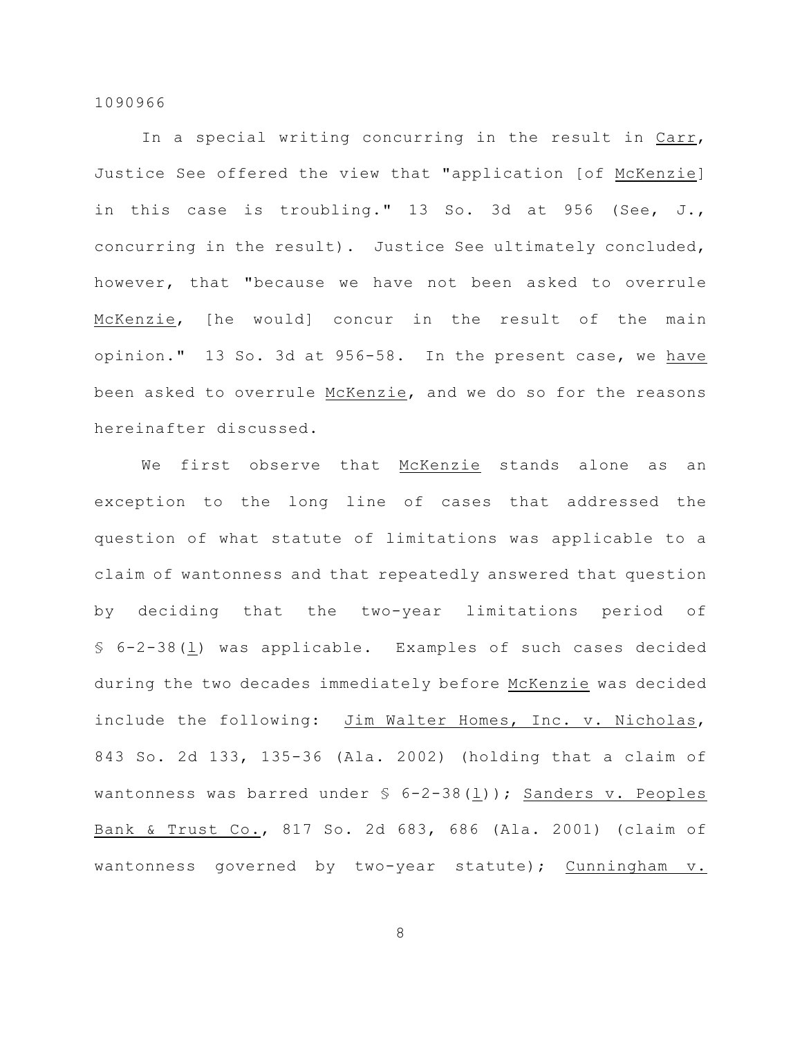In a special writing concurring in the result in _Carr_, Justice See offered the view that "application [of _McKenzie_] in this case is troubling." 13 So. 3d at 956 (See, J., concurring in the result). Justice See ultimately concluded, however, that "because we have not been asked to overrule _McKenzie_, [he would] concur in the result of the main opinion." 13 So. 3d at 956-58. In the present case, we _have_ been asked to overrule _McKenzie_, and we do so for the reasons hereinafter discussed.

We first observe that _McKenzie_ stands alone as an exception to the long line of cases that addressed the question of what statute of limitations was applicable to a claim of wantonness and that repeatedly answered that question by deciding that the two-year limitations period of § 6-2-38(_l_) was applicable. Examples of such cases decided during the two decades immediately before _McKenzie_ was decided include the following: _Jim Walter Homes, Inc. v. Nicholas_, 843 So. 2d 133, 135-36 (Ala. 2002) (holding that a claim of wantonness was barred under § 6-2-38(_l_)); _Sanders v. Peoples Bank & Trust Co._, 817 So. 2d 683, 686 (Ala. 2001) (claim of wantonness governed by two-year statute); _Cunningham v._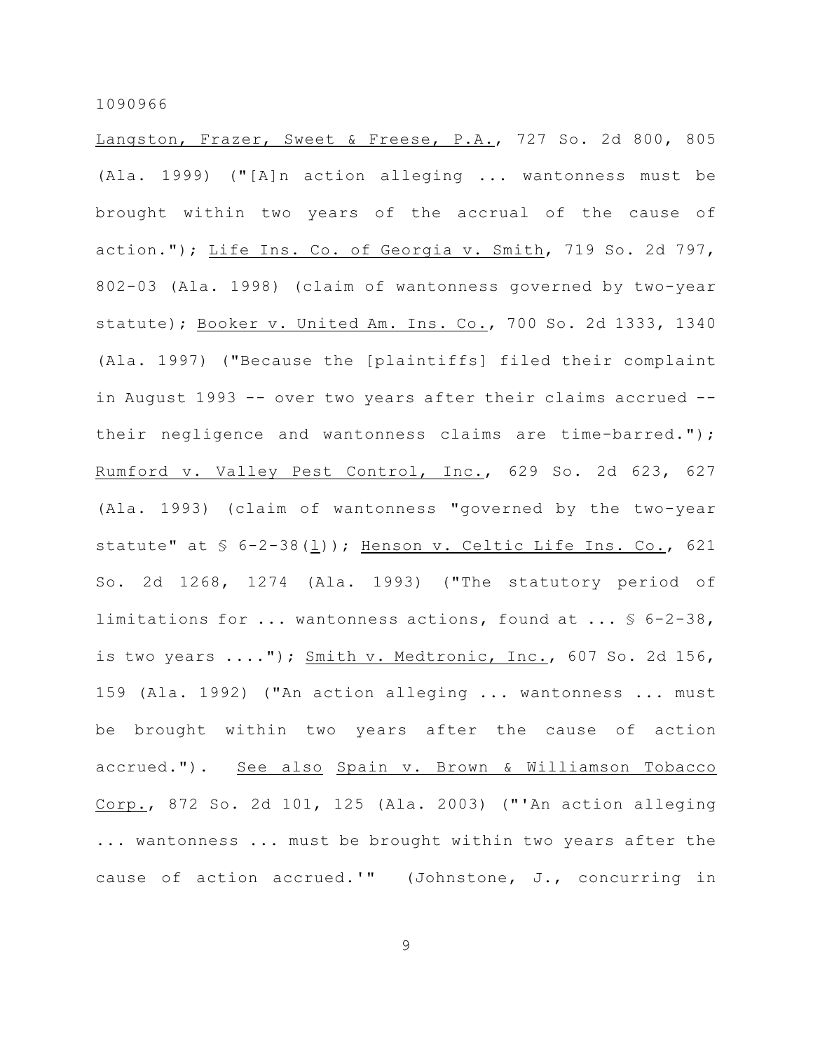Langston, Frazer, Sweet & Freese, P.A., 727 So. 2d 800, 805 (Ala. 1999) ("[A]n action alleging ... wantonness must be brought within two years of the accrual of the cause of action."); Life Ins. Co. of Georgia v. Smith, 719 So. 2d 797, 802-03 (Ala. 1998) (claim of wantonness governed by two-year statute); Booker v. United Am. Ins. Co., 700 So. 2d 1333, 1340 (Ala. 1997) ("Because the [plaintiffs] filed their complaint in August 1993 -- over two years after their claims accrued -- their negligence and wantonness claims are time-barred."); Rumford v. Valley Pest Control, Inc., 629 So. 2d 623, 627 (Ala. 1993) (claim of wantonness "governed by the two-year statute" at § 6-2-38(l)); Henson v. Celtic Life Ins. Co., 621 So. 2d 1268, 1274 (Ala. 1993) ("The statutory period of limitations for ... wantonness actions, found at ... § 6-2-38, is two years ...."); Smith v. Medtronic, Inc., 607 So. 2d 156, 159 (Ala. 1992) ("An action alleging ... wantonness ... must be brought within two years after the cause of action accrued."). See also Spain v. Brown & Williamson Tobacco Corp., 872 So. 2d 101, 125 (Ala. 2003) ("'An action alleging ... wantonness ... must be brought within two years after the cause of action accrued.'" (Johnstone, J., concurring in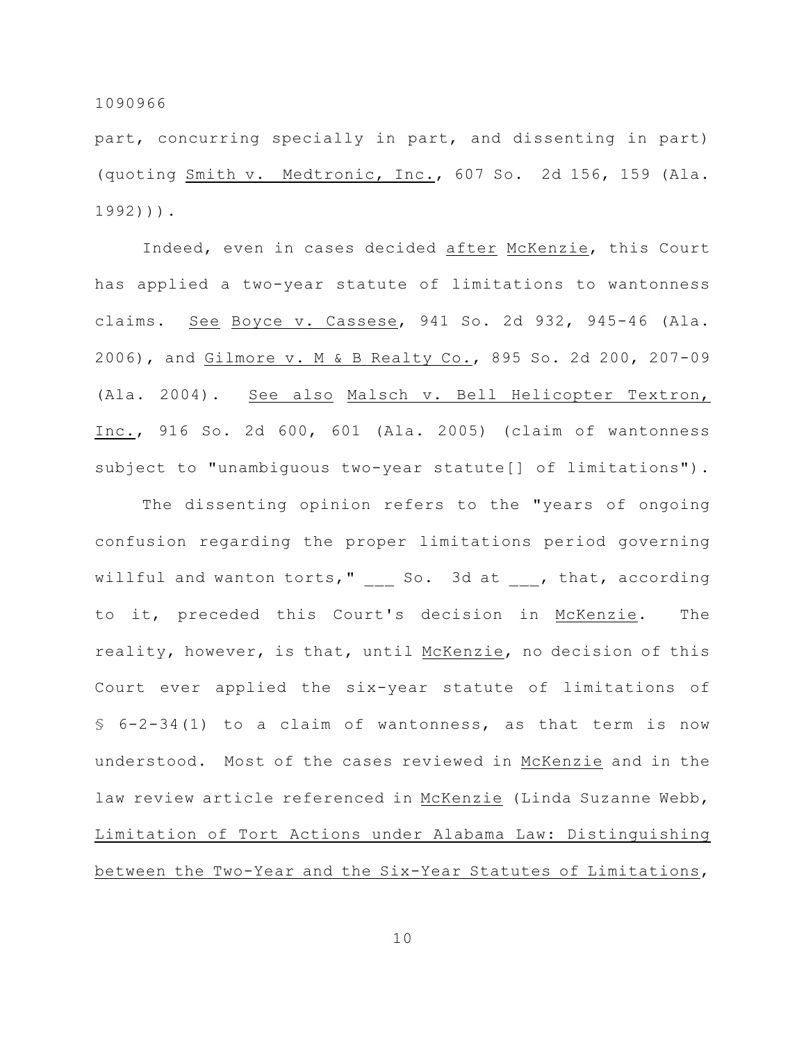part, concurring specially in part, and dissenting in part) (quoting Smith v. Medtronic, Inc., 607 So. 2d 156, 159 (Ala. 1992))).

Indeed, even in cases decided _after_ _McKenzie_, this Court has applied a two-year statute of limitations to wantonness claims. _See_ _Boyce v. Cassese_, 941 So. 2d 932, 945-46 (Ala. 2006), and _Gilmore v. M & B Realty Co._, 895 So. 2d 200, 207-09 (Ala. 2004). _See also_ _Malsch v. Bell Helicopter Textron, Inc._, 916 So. 2d 600, 601 (Ala. 2005) (claim of wantonness subject to "unambiguous two-year statute[] of limitations").

The dissenting opinion refers to the "years of ongoing confusion regarding the proper limitations period governing willful and wanton torts," ___ So. 3d at ___, that, according to it, preceded this Court's decision in _McKenzie_. The reality, however, is that, until _McKenzie_, no decision of this Court ever applied the six-year statute of limitations of § 6-2-34(1) to a claim of wantonness, as that term is now understood. Most of the cases reviewed in _McKenzie_ and in the law review article referenced in _McKenzie_ (Linda Suzanne Webb, _Limitation of Tort Actions under Alabama Law: Distinguishing between the Two-Year and the Six-Year Statutes of Limitations_,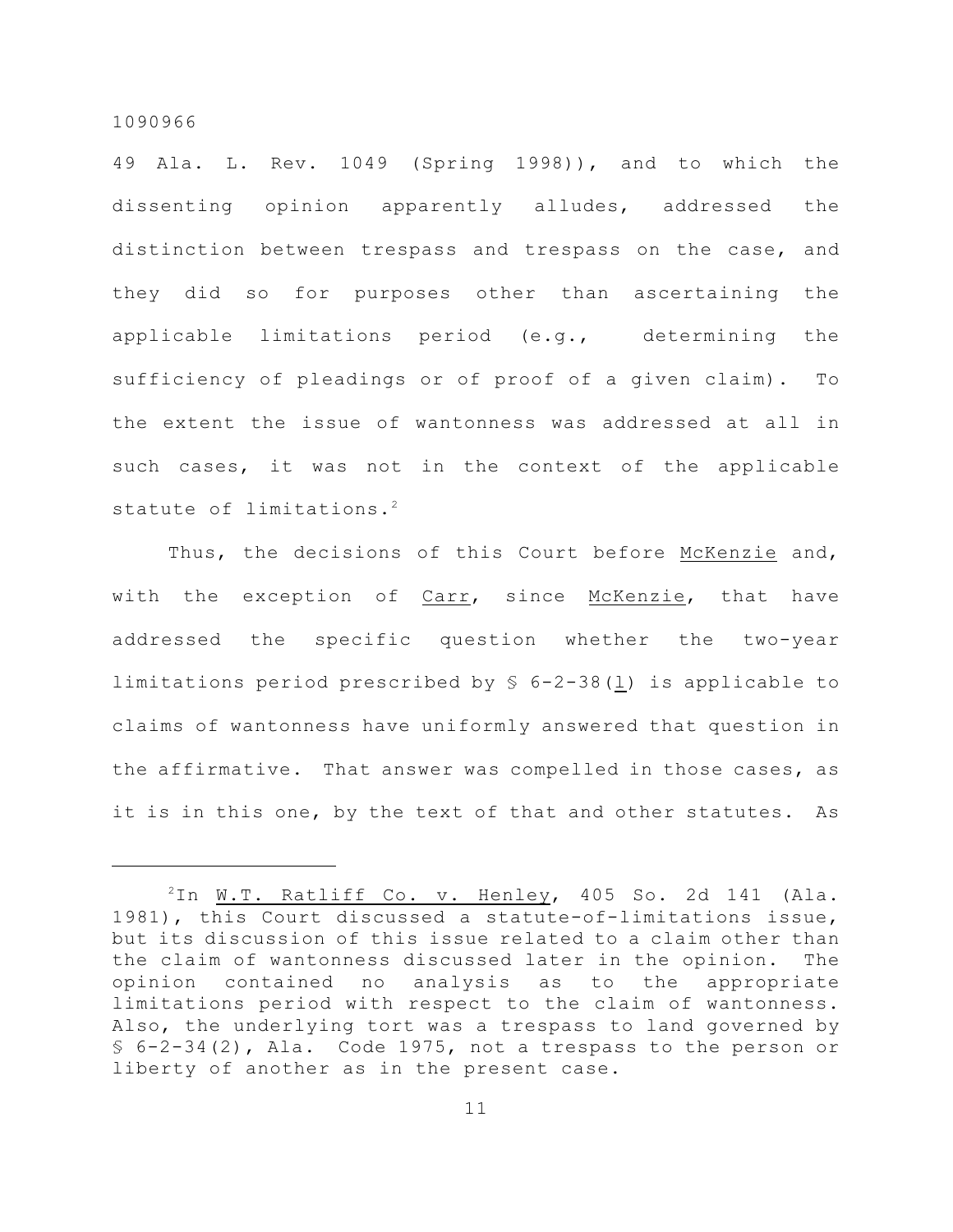49 Ala. L. Rev. 1049 (Spring 1998)), and to which the dissenting opinion apparently alludes, addressed the distinction between trespass and trespass on the case, and they did so for purposes other than ascertaining the applicable limitations period (e.g., determining the sufficiency of pleadings or of proof of a given claim). To the extent the issue of wantonness was addressed at all in such cases, it was not in the context of the applicable statute of limitations.[2]

Thus, the decisions of this Court before McKenzie and, with the exception of Carr, since McKenzie, that have addressed the specific question whether the two-year limitations period prescribed by § 6-2-38(l) is applicable to claims of wantonness have uniformly answered that question in the affirmative. That answer was compelled in those cases, as it is in this one, by the text of that and other statutes. As

---

[2]In W.T. Ratliff Co. v. Henley, 405 So. 2d 141 (Ala. 1981), this Court discussed a statute-of-limitations issue, but its discussion of this issue related to a claim other than the claim of wantonness discussed later in the opinion. The opinion contained no analysis as to the appropriate limitations period with respect to the claim of wantonness. Also, the underlying tort was a trespass to land governed by § 6-2-34(2), Ala. Code 1975, not a trespass to the person or liberty of another as in the present case.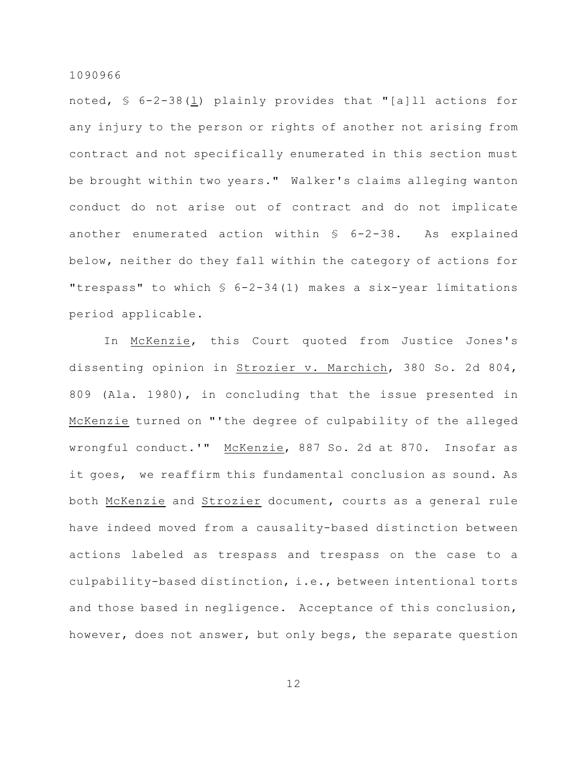noted, § 6-2-38(l) plainly provides that "[a]ll actions for any injury to the person or rights of another not arising from contract and not specifically enumerated in this section must be brought within two years." Walker's claims alleging wanton conduct do not arise out of contract and do not implicate another enumerated action within § 6-2-38. As explained below, neither do they fall within the category of actions for "trespass" to which § 6-2-34(1) makes a six-year limitations period applicable.

In McKenzie, this Court quoted from Justice Jones's dissenting opinion in Strozier v. Marchich, 380 So. 2d 804, 809 (Ala. 1980), in concluding that the issue presented in McKenzie turned on "'the degree of culpability of the alleged wrongful conduct.'" McKenzie, 887 So. 2d at 870. Insofar as it goes, we reaffirm this fundamental conclusion as sound. As both McKenzie and Strozier document, courts as a general rule have indeed moved from a causality-based distinction between actions labeled as trespass and trespass on the case to a culpability-based distinction, i.e., between intentional torts and those based in negligence. Acceptance of this conclusion, however, does not answer, but only begs, the separate question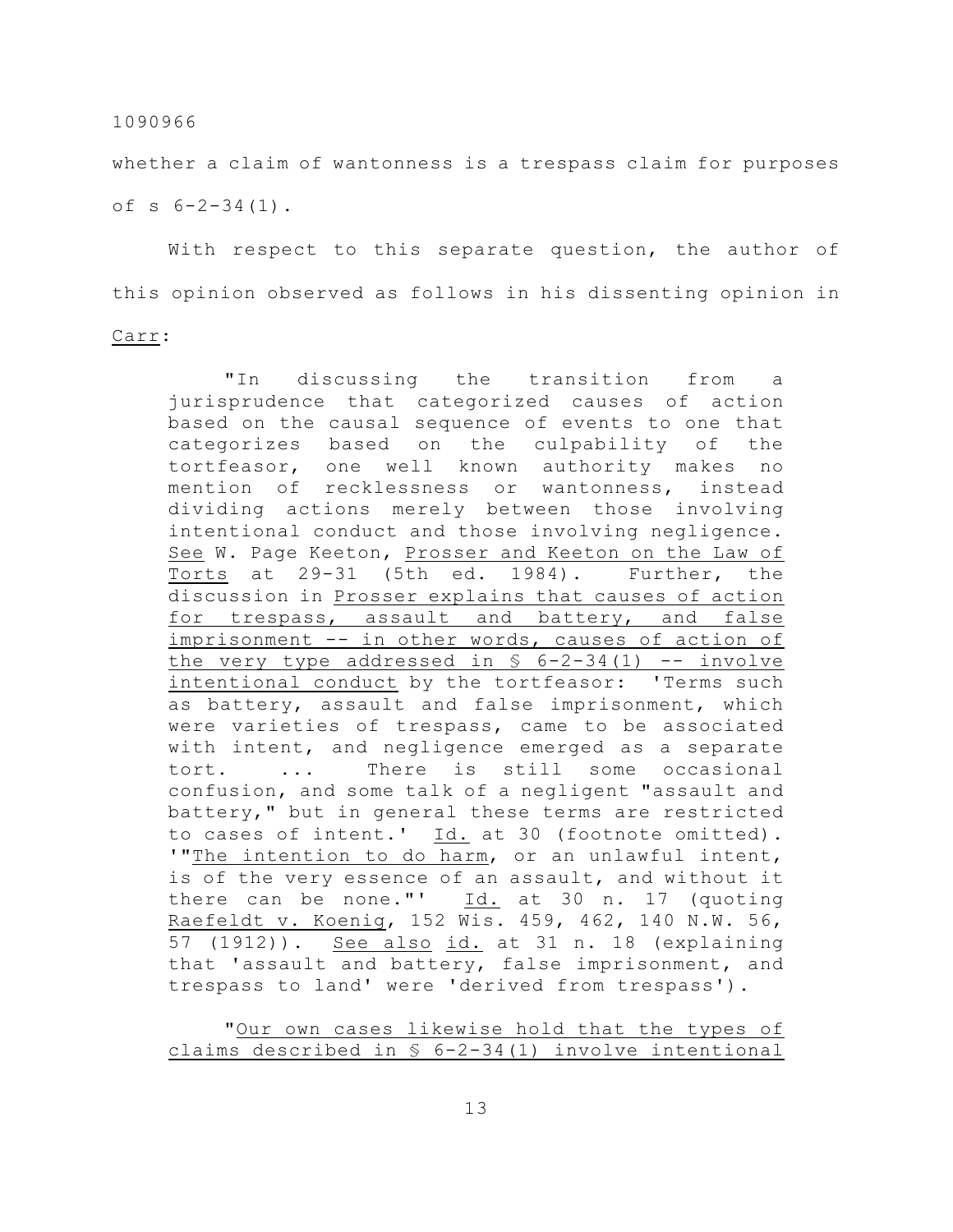whether a claim of wantonness is a trespass claim for purposes of s 6-2-34(1).

With respect to this separate question, the author of this opinion observed as follows in his dissenting opinion in Carr:

> "In discussing the transition from a jurisprudence that categorized causes of action based on the causal sequence of events to one that categorizes based on the culpability of the tortfeasor, one well known authority makes no mention of recklessness or wantonness, instead dividing actions merely between those involving intentional conduct and those involving negligence. See W. Page Keeton, Prosser and Keeton on the Law of Torts at 29-31 (5th ed. 1984). Further, the discussion in Prosser explains that causes of action for trespass, assault and battery, and false imprisonment -- in other words, causes of action of the very type addressed in § 6-2-34(1) -- involve intentional conduct by the tortfeasor: 'Terms such as battery, assault and false imprisonment, which were varieties of trespass, came to be associated with intent, and negligence emerged as a separate tort. ... There is still some occasional confusion, and some talk of a negligent "assault and battery," but in general these terms are restricted to cases of intent.' Id. at 30 (footnote omitted). '"The intention to do harm, or an unlawful intent, is of the very essence of an assault, and without it there can be none."' Id. at 30 n. 17 (quoting Raefeldt v. Koenig, 152 Wis. 459, 462, 140 N.W. 56, 57 (1912)). See also id. at 31 n. 18 (explaining that 'assault and battery, false imprisonment, and trespass to land' were 'derived from trespass').
>
> "Our own cases likewise hold that the types of claims described in § 6-2-34(1) involve intentional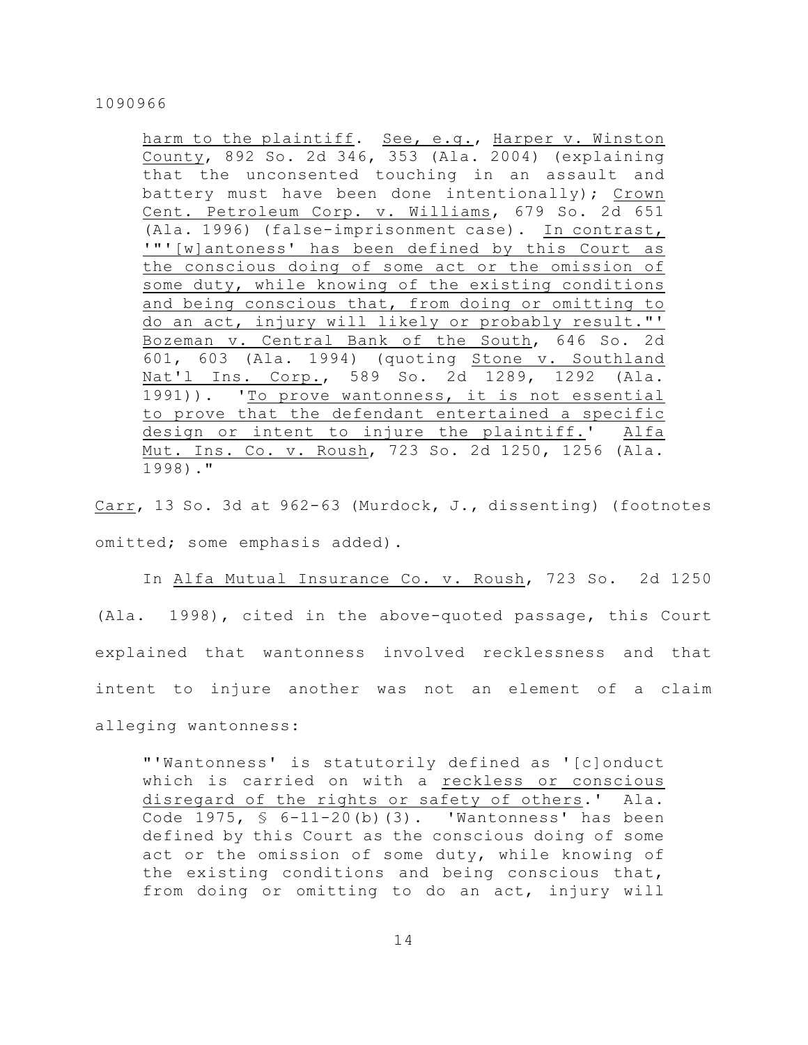harm to the plaintiff. See, e.g., Harper v. Winston County, 892 So. 2d 346, 353 (Ala. 2004) (explaining that the unconsented touching in an assault and battery must have been done intentionally); Crown Cent. Petroleum Corp. v. Williams, 679 So. 2d 651 (Ala. 1996) (false-imprisonment case). In contrast, '"'[w]antoness' has been defined by this Court as the conscious doing of some act or the omission of some duty, while knowing of the existing conditions and being conscious that, from doing or omitting to do an act, injury will likely or probably result."' Bozeman v. Central Bank of the South, 646 So. 2d 601, 603 (Ala. 1994) (quoting Stone v. Southland Nat'l Ins. Corp., 589 So. 2d 1289, 1292 (Ala. 1991)). 'To prove wantonness, it is not essential to prove that the defendant entertained a specific design or intent to injure the plaintiff.' Alfa Mut. Ins. Co. v. Roush, 723 So. 2d 1250, 1256 (Ala. 1998)."

Carr, 13 So. 3d at 962-63 (Murdock, J., dissenting) (footnotes omitted; some emphasis added).

In Alfa Mutual Insurance Co. v. Roush, 723 So. 2d 1250 (Ala. 1998), cited in the above-quoted passage, this Court explained that wantonness involved recklessness and that intent to injure another was not an element of a claim alleging wantonness:

> "'Wantonness' is statutorily defined as '[c]onduct which is carried on with a reckless or conscious disregard of the rights or safety of others.' Ala. Code 1975, § 6-11-20(b)(3). 'Wantonness' has been defined by this Court as the conscious doing of some act or the omission of some duty, while knowing of the existing conditions and being conscious that, from doing or omitting to do an act, injury will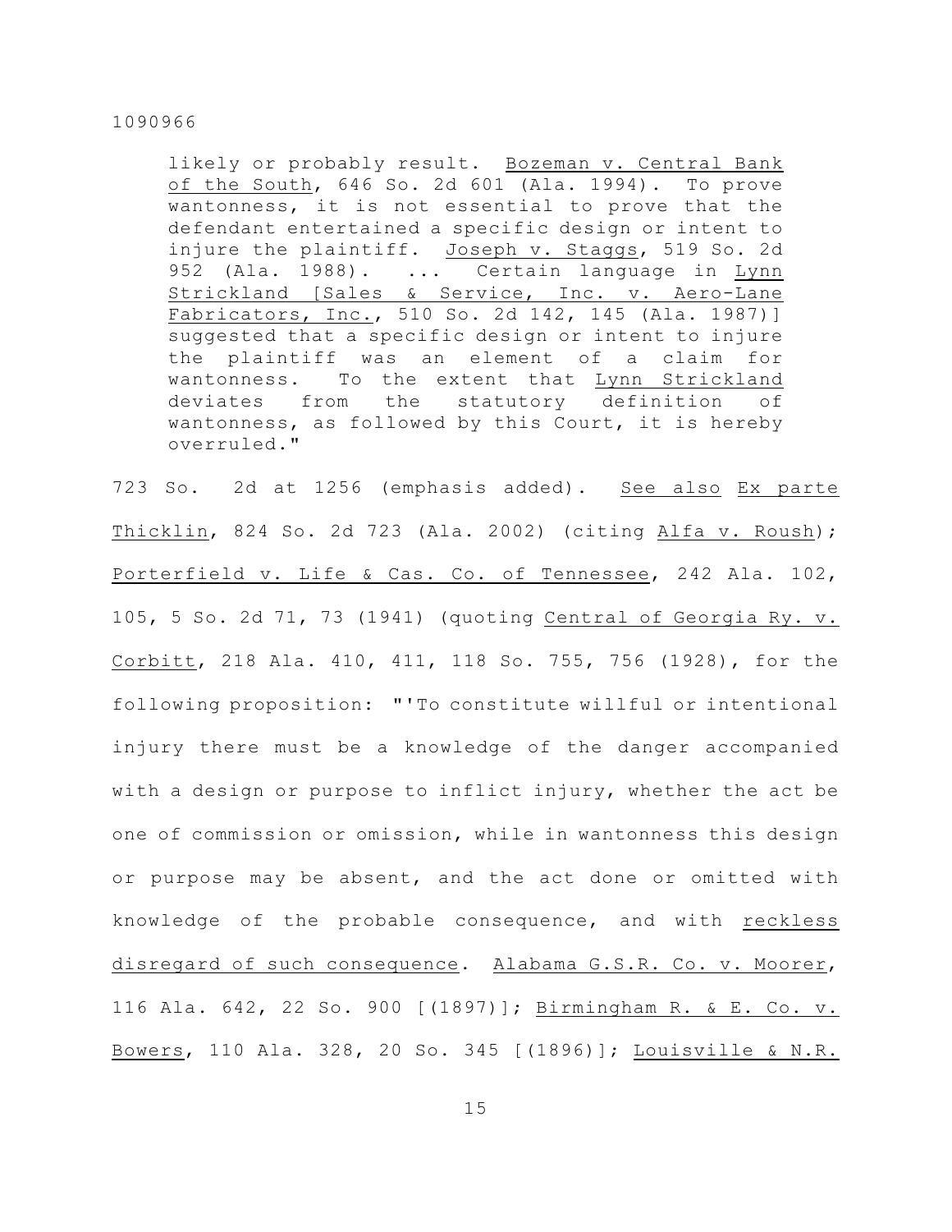> likely or probably result. Bozeman v. Central Bank of the South, 646 So. 2d 601 (Ala. 1994). To prove wantonness, it is not essential to prove that the defendant entertained a specific design or intent to injure the plaintiff. Joseph v. Staggs, 519 So. 2d 952 (Ala. 1988). ... Certain language in Lynn Strickland [Sales & Service, Inc. v. Aero-Lane Fabricators, Inc., 510 So. 2d 142, 145 (Ala. 1987)] suggested that a specific design or intent to injure the plaintiff was an element of a claim for wantonness. To the extent that Lynn Strickland deviates from the statutory definition of wantonness, as followed by this Court, it is hereby overruled."

723 So. 2d at 1256 (emphasis added). See also Ex parte Thicklin, 824 So. 2d 723 (Ala. 2002) (citing Alfa v. Roush); Porterfield v. Life & Cas. Co. of Tennessee, 242 Ala. 102, 105, 5 So. 2d 71, 73 (1941) (quoting Central of Georgia Ry. v. Corbitt, 218 Ala. 410, 411, 118 So. 755, 756 (1928), for the following proposition: "'To constitute willful or intentional injury there must be a knowledge of the danger accompanied with a design or purpose to inflict injury, whether the act be one of commission or omission, while in wantonness this design or purpose may be absent, and the act done or omitted with knowledge of the probable consequence, and with reckless disregard of such consequence. Alabama G.S.R. Co. v. Moorer, 116 Ala. 642, 22 So. 900 [(1897)]; Birmingham R. & E. Co. v. Bowers, 110 Ala. 328, 20 So. 345 [(1896)]; Louisville & N.R.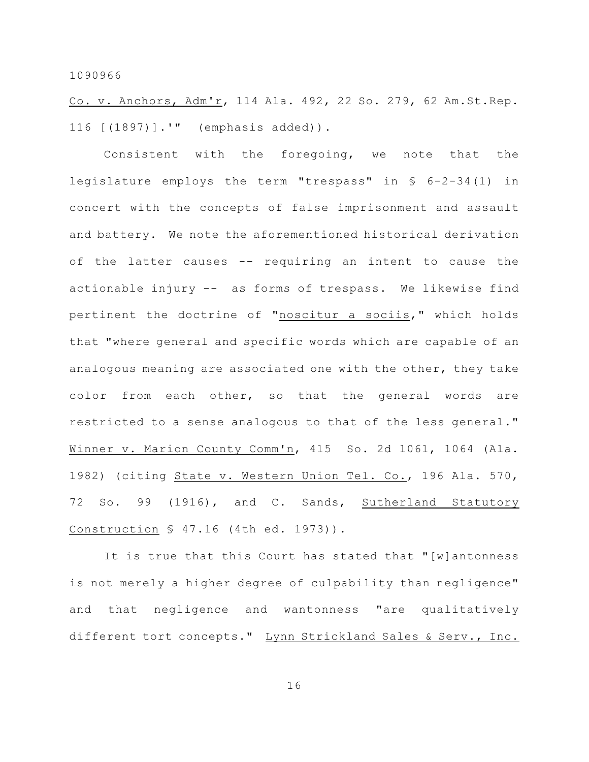Co. v. Anchors, Adm'r, 114 Ala. 492, 22 So. 279, 62 Am.St.Rep. 116 [(1897)].'" (emphasis added)).

Consistent with the foregoing, we note that the legislature employs the term "trespass" in § 6-2-34(1) in concert with the concepts of false imprisonment and assault and battery. We note the aforementioned historical derivation of the latter causes -- requiring an intent to cause the actionable injury -- as forms of trespass. We likewise find pertinent the doctrine of "noscitur a sociis," which holds that "where general and specific words which are capable of an analogous meaning are associated one with the other, they take color from each other, so that the general words are restricted to a sense analogous to that of the less general." Winner v. Marion County Comm'n, 415 So. 2d 1061, 1064 (Ala. 1982) (citing State v. Western Union Tel. Co., 196 Ala. 570, 72 So. 99 (1916), and C. Sands, Sutherland Statutory Construction § 47.16 (4th ed. 1973)).

It is true that this Court has stated that "[w]antonness is not merely a higher degree of culpability than negligence" and that negligence and wantonness "are qualitatively different tort concepts." Lynn Strickland Sales & Serv., Inc.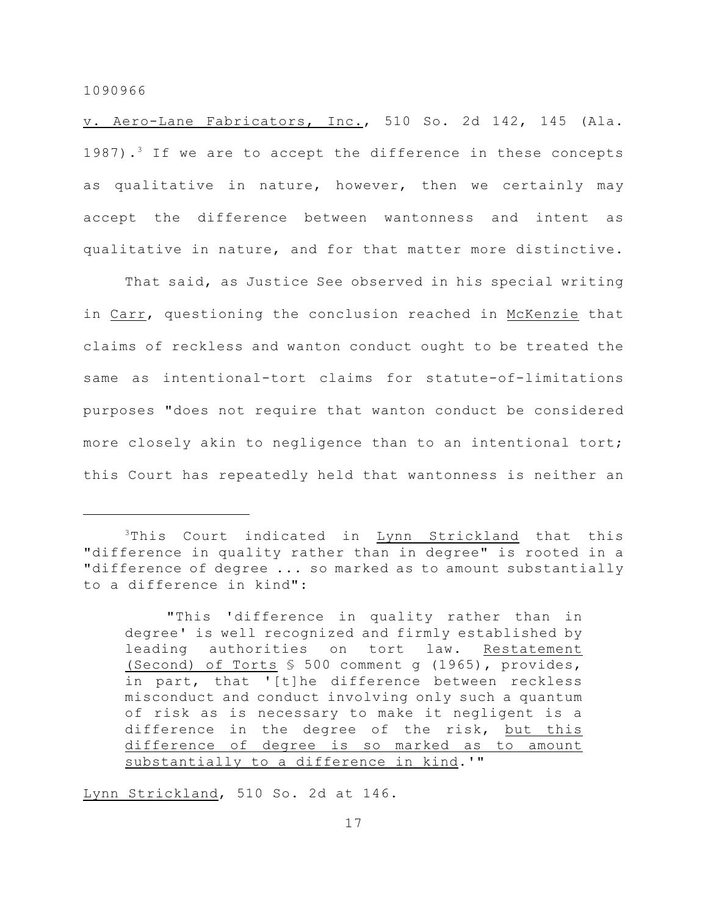v. Aero-Lane Fabricators, Inc., 510 So. 2d 142, 145 (Ala. 1987).[3] If we are to accept the difference in these concepts as qualitative in nature, however, then we certainly may accept the difference between wantonness and intent as qualitative in nature, and for that matter more distinctive.

That said, as Justice See observed in his special writing in Carr, questioning the conclusion reached in McKenzie that claims of reckless and wanton conduct ought to be treated the same as intentional-tort claims for statute-of-limitations purposes "does not require that wanton conduct be considered more closely akin to negligence than to an intentional tort; this Court has repeatedly held that wantonness is neither an

---

[3]This Court indicated in Lynn Strickland that this "difference in quality rather than in degree" is rooted in a "difference of degree ... so marked as to amount substantially to a difference in kind":

> "This 'difference in quality rather than in degree' is well recognized and firmly established by leading authorities on tort law. Restatement (Second) of Torts § 500 comment g (1965), provides, in part, that '[t]he difference between reckless misconduct and conduct involving only such a quantum of risk as is necessary to make it negligent is a difference in the degree of the risk, but this difference of degree is so marked as to amount substantially to a difference in kind.'"

Lynn Strickland, 510 So. 2d at 146.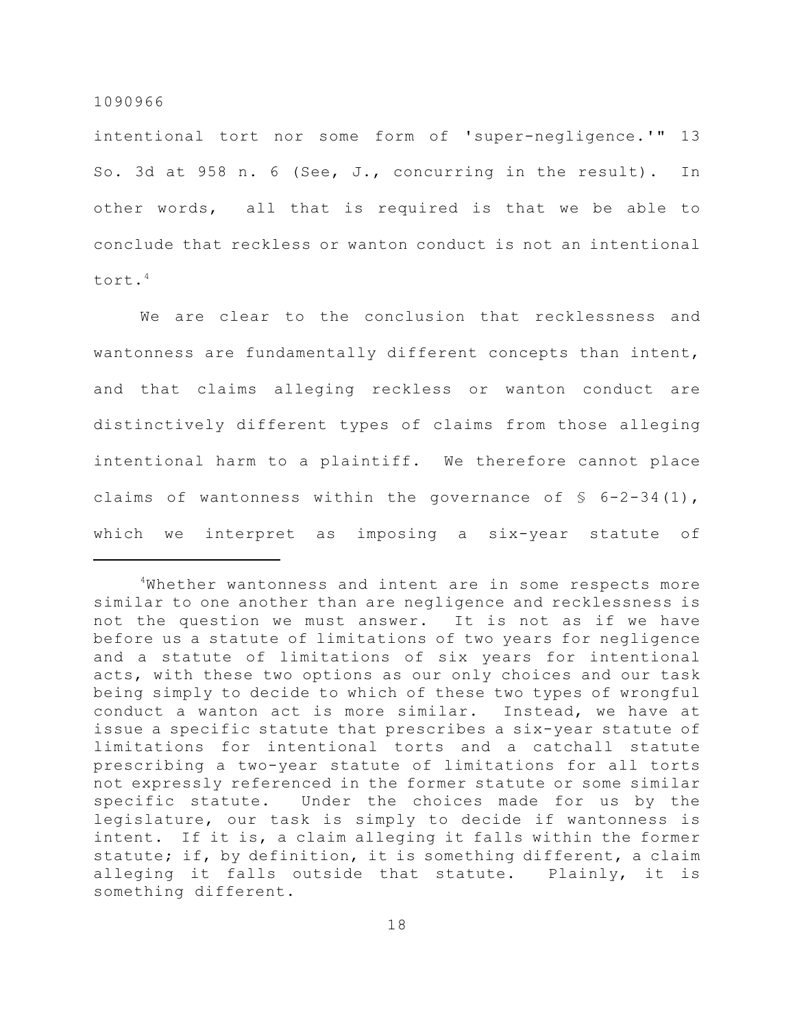intentional tort nor some form of 'super-negligence.'" 13 So. 3d at 958 n. 6 (See, J., concurring in the result). In other words, all that is required is that we be able to conclude that reckless or wanton conduct is not an intentional tort.[4]

We are clear to the conclusion that recklessness and wantonness are fundamentally different concepts than intent, and that claims alleging reckless or wanton conduct are distinctively different types of claims from those alleging intentional harm to a plaintiff. We therefore cannot place claims of wantonness within the governance of § 6-2-34(1), which we interpret as imposing a six-year statute of

---

[4]Whether wantonness and intent are in some respects more similar to one another than are negligence and recklessness is not the question we must answer. It is not as if we have before us a statute of limitations of two years for negligence and a statute of limitations of six years for intentional acts, with these two options as our only choices and our task being simply to decide to which of these two types of wrongful conduct a wanton act is more similar. Instead, we have at issue a specific statute that prescribes a six-year statute of limitations for intentional torts and a catchall statute prescribing a two-year statute of limitations for all torts not expressly referenced in the former statute or some similar specific statute. Under the choices made for us by the legislature, our task is simply to decide if wantonness is intent. If it is, a claim alleging it falls within the former statute; if, by definition, it is something different, a claim alleging it falls outside that statute. Plainly, it is something different.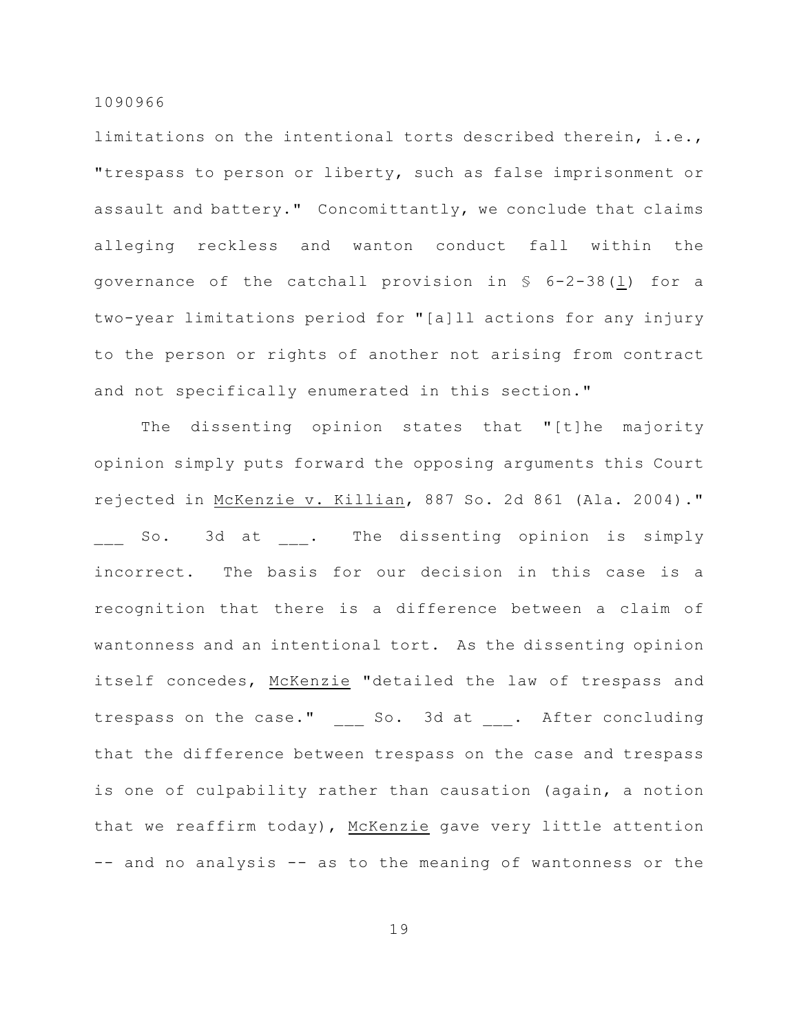limitations on the intentional torts described therein, i.e., "trespass to person or liberty, such as false imprisonment or assault and battery." Concomittantly, we conclude that claims alleging reckless and wanton conduct fall within the governance of the catchall provision in § 6-2-38(l) for a two-year limitations period for "[a]ll actions for any injury to the person or rights of another not arising from contract and not specifically enumerated in this section."

The dissenting opinion states that "[t]he majority opinion simply puts forward the opposing arguments this Court rejected in McKenzie v. Killian, 887 So. 2d 861 (Ala. 2004)." ___ So. 3d at ___. The dissenting opinion is simply incorrect. The basis for our decision in this case is a recognition that there is a difference between a claim of wantonness and an intentional tort. As the dissenting opinion itself concedes, McKenzie "detailed the law of trespass and trespass on the case." ___ So. 3d at ___. After concluding that the difference between trespass on the case and trespass is one of culpability rather than causation (again, a notion that we reaffirm today), McKenzie gave very little attention -- and no analysis -- as to the meaning of wantonness or the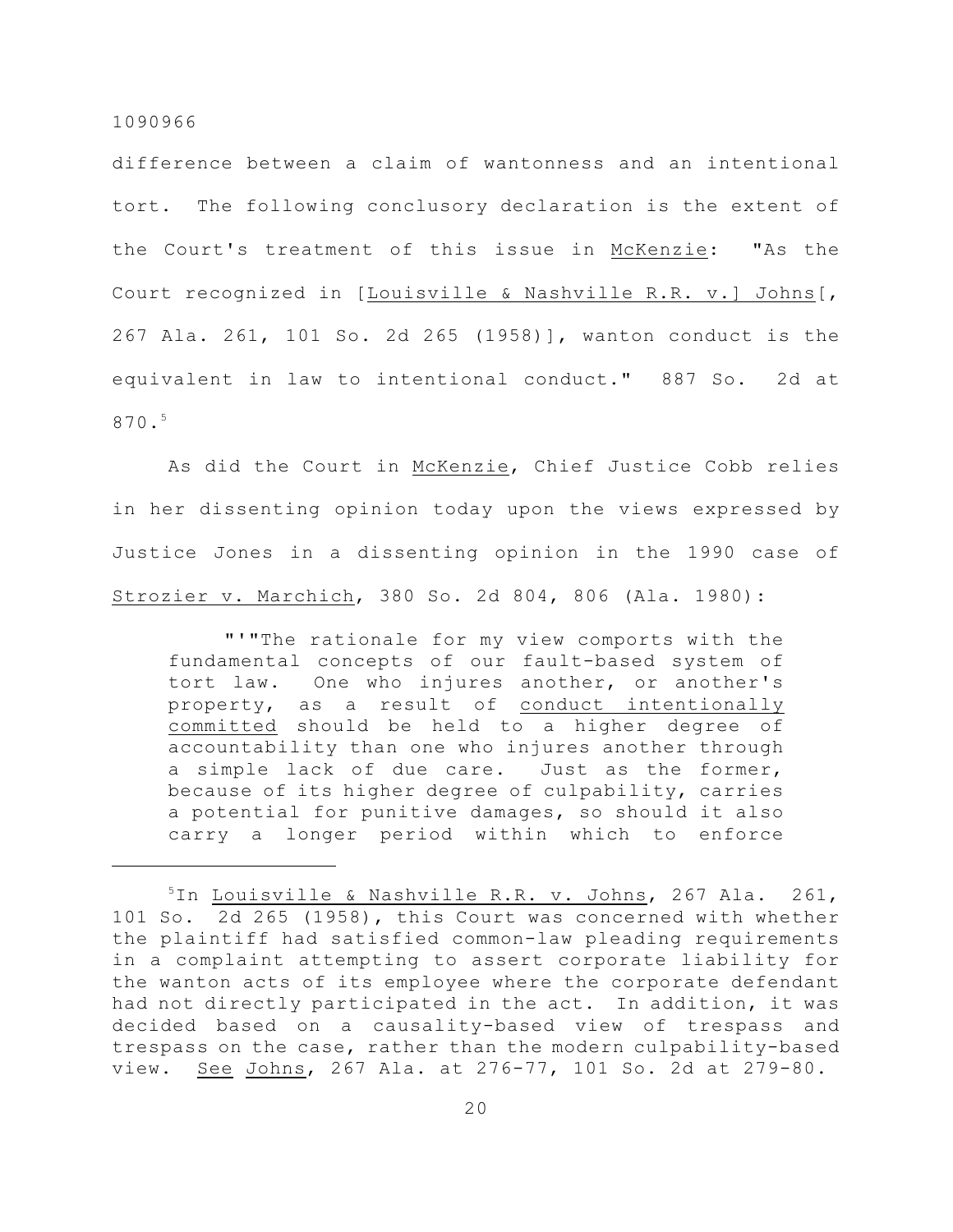difference between a claim of wantonness and an intentional tort. The following conclusory declaration is the extent of the Court's treatment of this issue in McKenzie: "As the Court recognized in [Louisville & Nashville R.R. v.] Johns[, 267 Ala. 261, 101 So. 2d 265 (1958)], wanton conduct is the equivalent in law to intentional conduct." 887 So. 2d at 870.[5]

As did the Court in McKenzie, Chief Justice Cobb relies in her dissenting opinion today upon the views expressed by Justice Jones in a dissenting opinion in the 1990 case of Strozier v. Marchich, 380 So. 2d 804, 806 (Ala. 1980):

> "'"The rationale for my view comports with the fundamental concepts of our fault-based system of tort law. One who injures another, or another's property, as a result of conduct intentionally committed should be held to a higher degree of accountability than one who injures another through a simple lack of due care. Just as the former, because of its higher degree of culpability, carries a potential for punitive damages, so should it also carry a longer period within which to enforce

---

[5]In Louisville & Nashville R.R. v. Johns, 267 Ala. 261, 101 So. 2d 265 (1958), this Court was concerned with whether the plaintiff had satisfied common-law pleading requirements in a complaint attempting to assert corporate liability for the wanton acts of its employee where the corporate defendant had not directly participated in the act. In addition, it was decided based on a causality-based view of trespass and trespass on the case, rather than the modern culpability-based view. See Johns, 267 Ala. at 276-77, 101 So. 2d at 279-80.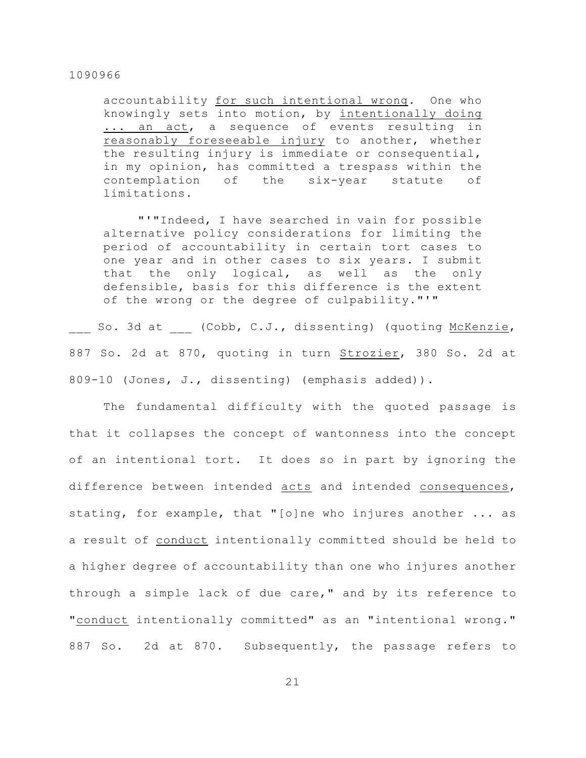accountability <u>for such intentional wrong</u>. One who knowingly sets into motion, by <u>intentionally doing ... an act</u>, a sequence of events resulting in <u>reasonably foreseeable injury</u> to another, whether the resulting injury is immediate or consequential, in my opinion, has committed a trespass within the contemplation of the six-year statute of limitations.

> "'"Indeed, I have searched in vain for possible alternative policy considerations for limiting the period of accountability in certain tort cases to one year and in other cases to six years. I submit that the only logical, as well as the only defensible, basis for this difference is the extent of the wrong or the degree of culpability."'"

___ So. 3d at ___ (Cobb, C.J., dissenting) (quoting <u>McKenzie</u>, 887 So. 2d at 870, quoting in turn <u>Strozier</u>, 380 So. 2d at 809-10 (Jones, J., dissenting) (emphasis added)).

The fundamental difficulty with the quoted passage is that it collapses the concept of wantonness into the concept of an intentional tort. It does so in part by ignoring the difference between intended <u>acts</u> and intended <u>consequences</u>, stating, for example, that "[o]ne who injures another ... as a result of <u>conduct</u> intentionally committed should be held to a higher degree of accountability than one who injures another through a simple lack of due care," and by its reference to "<u>conduct</u> intentionally committed" as an "intentional wrong." 887 So. 2d at 870. Subsequently, the passage refers to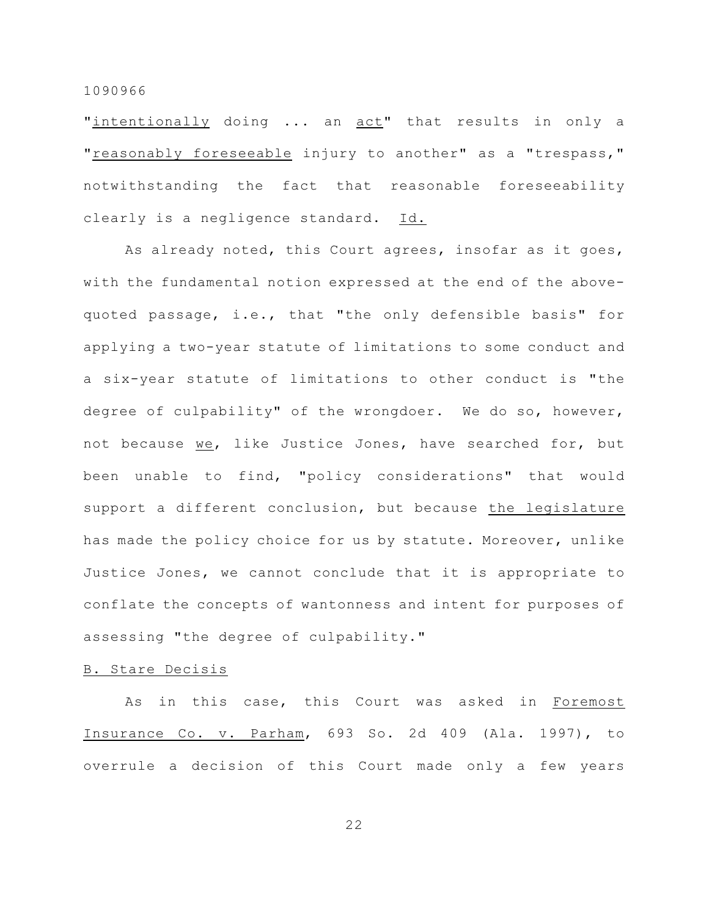"intentionally doing ... an act" that results in only a "reasonably foreseeable injury to another" as a "trespass," notwithstanding the fact that reasonable foreseeability clearly is a negligence standard. Id.

As already noted, this Court agrees, insofar as it goes, with the fundamental notion expressed at the end of the above-quoted passage, i.e., that "the only defensible basis" for applying a two-year statute of limitations to some conduct and a six-year statute of limitations to other conduct is "the degree of culpability" of the wrongdoer. We do so, however, not because we, like Justice Jones, have searched for, but been unable to find, "policy considerations" that would support a different conclusion, but because the legislature has made the policy choice for us by statute. Moreover, unlike Justice Jones, we cannot conclude that it is appropriate to conflate the concepts of wantonness and intent for purposes of assessing "the degree of culpability."

B. Stare Decisis

As in this case, this Court was asked in Foremost Insurance Co. v. Parham, 693 So. 2d 409 (Ala. 1997), to overrule a decision of this Court made only a few years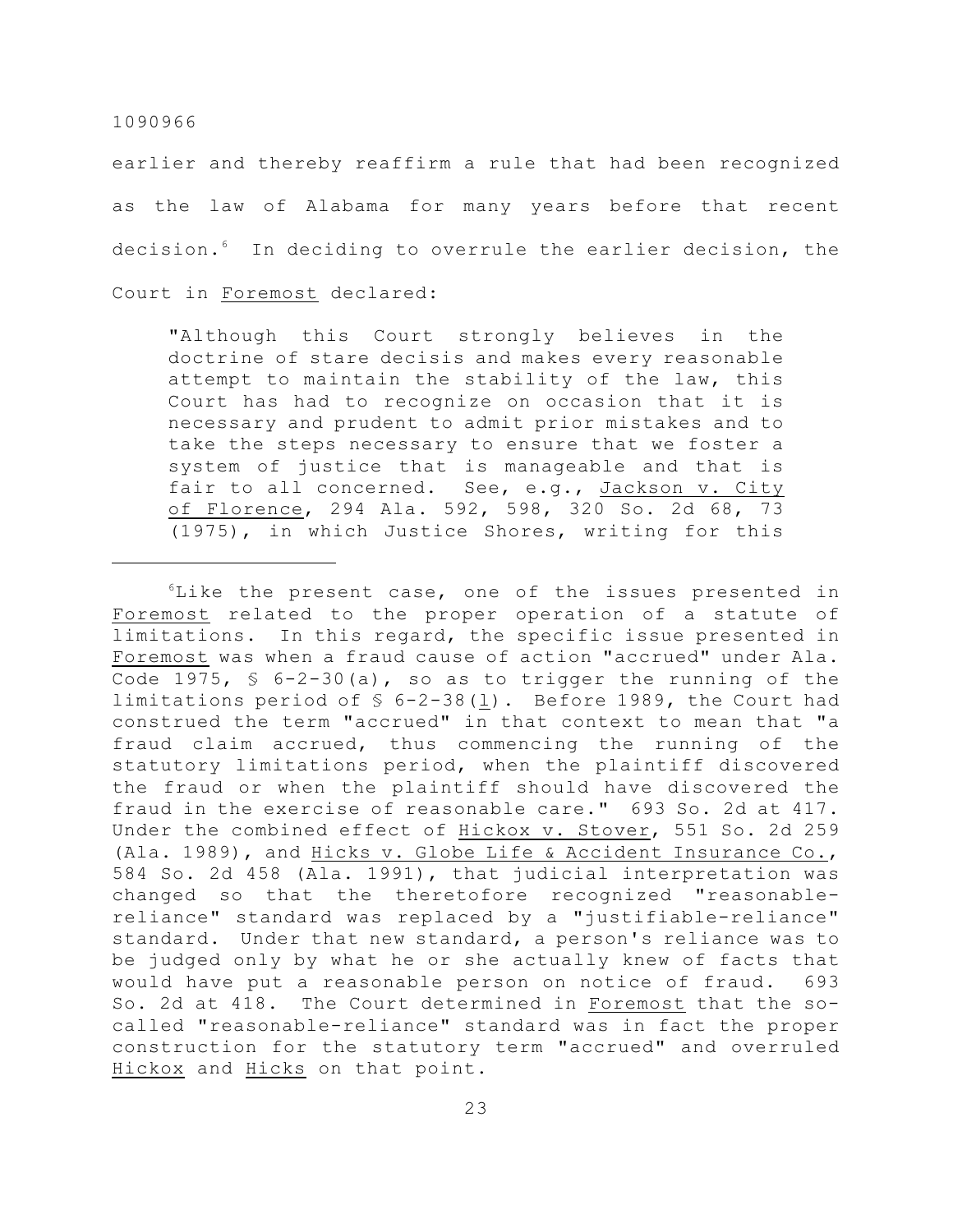earlier and thereby reaffirm a rule that had been recognized as the law of Alabama for many years before that recent decision.[6] In deciding to overrule the earlier decision, the Court in Foremost declared:

> "Although this Court strongly believes in the doctrine of stare decisis and makes every reasonable attempt to maintain the stability of the law, this Court has had to recognize on occasion that it is necessary and prudent to admit prior mistakes and to take the steps necessary to ensure that we foster a system of justice that is manageable and that is fair to all concerned. See, e.g., Jackson v. City of Florence, 294 Ala. 592, 598, 320 So. 2d 68, 73 (1975), in which Justice Shores, writing for this

---

[6]Like the present case, one of the issues presented in Foremost related to the proper operation of a statute of limitations. In this regard, the specific issue presented in Foremost was when a fraud cause of action "accrued" under Ala. Code 1975, § 6-2-30(a), so as to trigger the running of the limitations period of § 6-2-38(l). Before 1989, the Court had construed the term "accrued" in that context to mean that "a fraud claim accrued, thus commencing the running of the statutory limitations period, when the plaintiff discovered the fraud or when the plaintiff should have discovered the fraud in the exercise of reasonable care." 693 So. 2d at 417. Under the combined effect of Hickox v. Stover, 551 So. 2d 259 (Ala. 1989), and Hicks v. Globe Life & Accident Insurance Co., 584 So. 2d 458 (Ala. 1991), that judicial interpretation was changed so that the theretofore recognized "reasonable-reliance" standard was replaced by a "justifiable-reliance" standard. Under that new standard, a person's reliance was to be judged only by what he or she actually knew of facts that would have put a reasonable person on notice of fraud. 693 So. 2d at 418. The Court determined in Foremost that the so-called "reasonable-reliance" standard was in fact the proper construction for the statutory term "accrued" and overruled Hickox and Hicks on that point.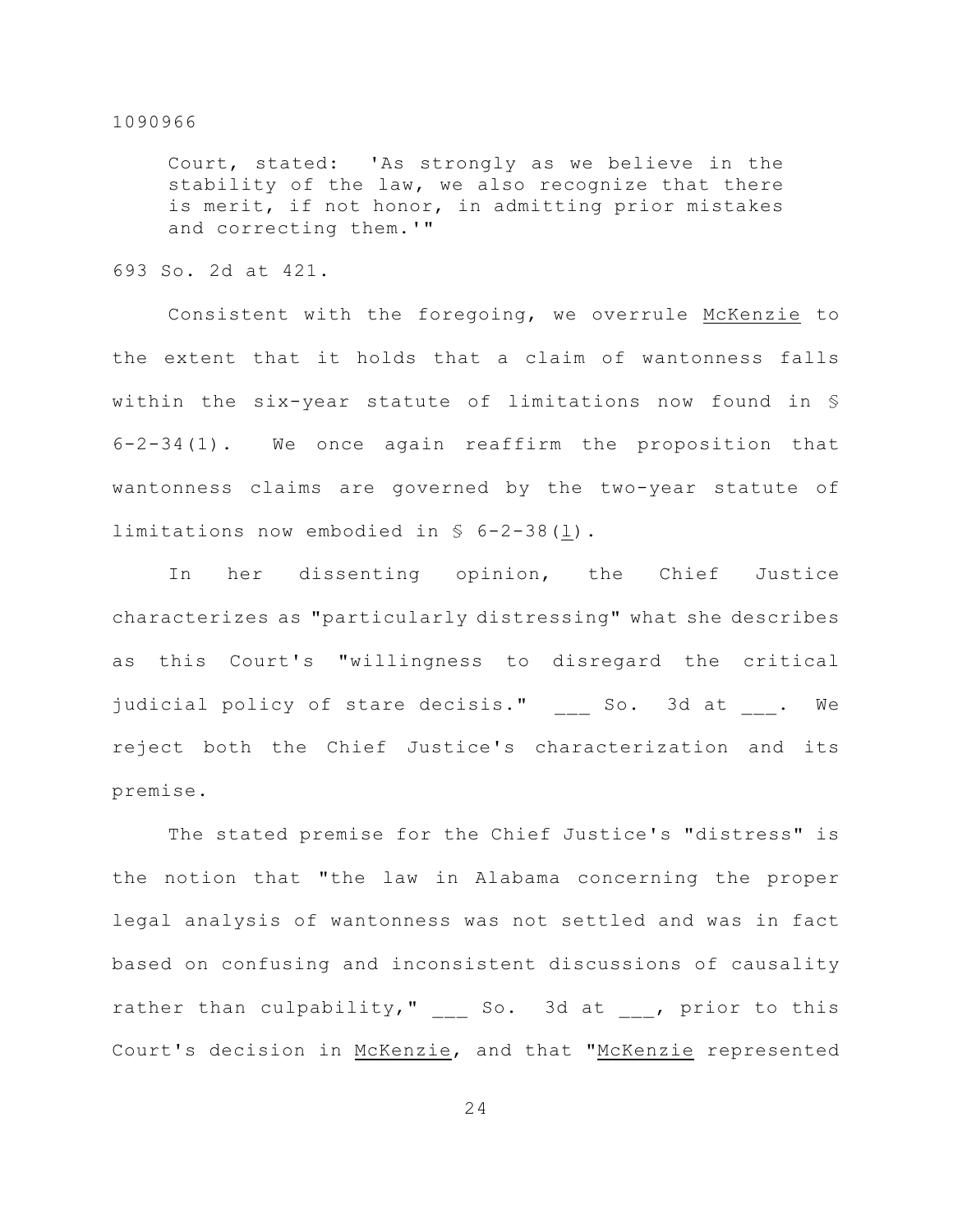> Court, stated: 'As strongly as we believe in the stability of the law, we also recognize that there is merit, if not honor, in admitting prior mistakes and correcting them.'"

693 So. 2d at 421.

Consistent with the foregoing, we overrule McKenzie to the extent that it holds that a claim of wantonness falls within the six-year statute of limitations now found in § 6-2-34(1). We once again reaffirm the proposition that wantonness claims are governed by the two-year statute of limitations now embodied in § 6-2-38(l).

In her dissenting opinion, the Chief Justice characterizes as "particularly distressing" what she describes as this Court's "willingness to disregard the critical judicial policy of stare decisis." ___ So. 3d at ___. We reject both the Chief Justice's characterization and its premise.

The stated premise for the Chief Justice's "distress" is the notion that "the law in Alabama concerning the proper legal analysis of wantonness was not settled and was in fact based on confusing and inconsistent discussions of causality rather than culpability," ___ So. 3d at ___, prior to this Court's decision in McKenzie, and that "McKenzie represented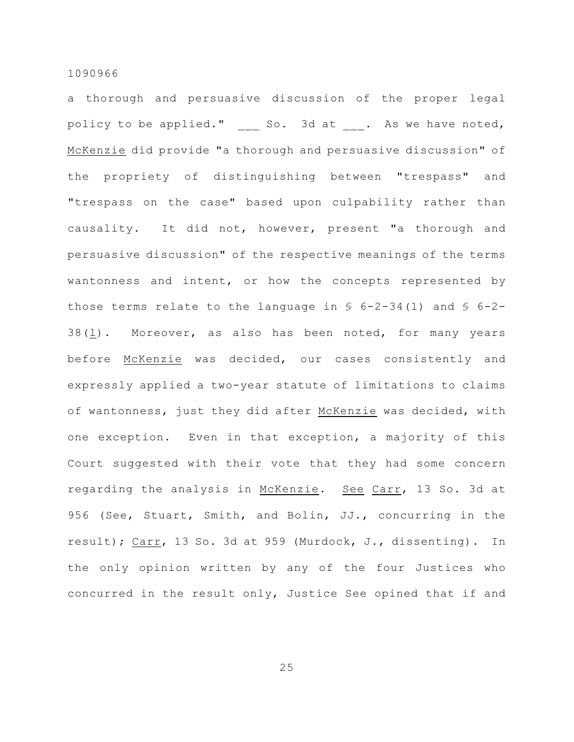a thorough and persuasive discussion of the proper legal policy to be applied." ___ So. 3d at ___. As we have noted, McKenzie did provide "a thorough and persuasive discussion" of the propriety of distinguishing between "trespass" and "trespass on the case" based upon culpability rather than causality. It did not, however, present "a thorough and persuasive discussion" of the respective meanings of the terms wantonness and intent, or how the concepts represented by those terms relate to the language in § 6-2-34(1) and § 6-2-38(l). Moreover, as also has been noted, for many years before McKenzie was decided, our cases consistently and expressly applied a two-year statute of limitations to claims of wantonness, just they did after McKenzie was decided, with one exception. Even in that exception, a majority of this Court suggested with their vote that they had some concern regarding the analysis in McKenzie. See Carr, 13 So. 3d at 956 (See, Stuart, Smith, and Bolin, JJ., concurring in the result); Carr, 13 So. 3d at 959 (Murdock, J., dissenting). In the only opinion written by any of the four Justices who concurred in the result only, Justice See opined that if and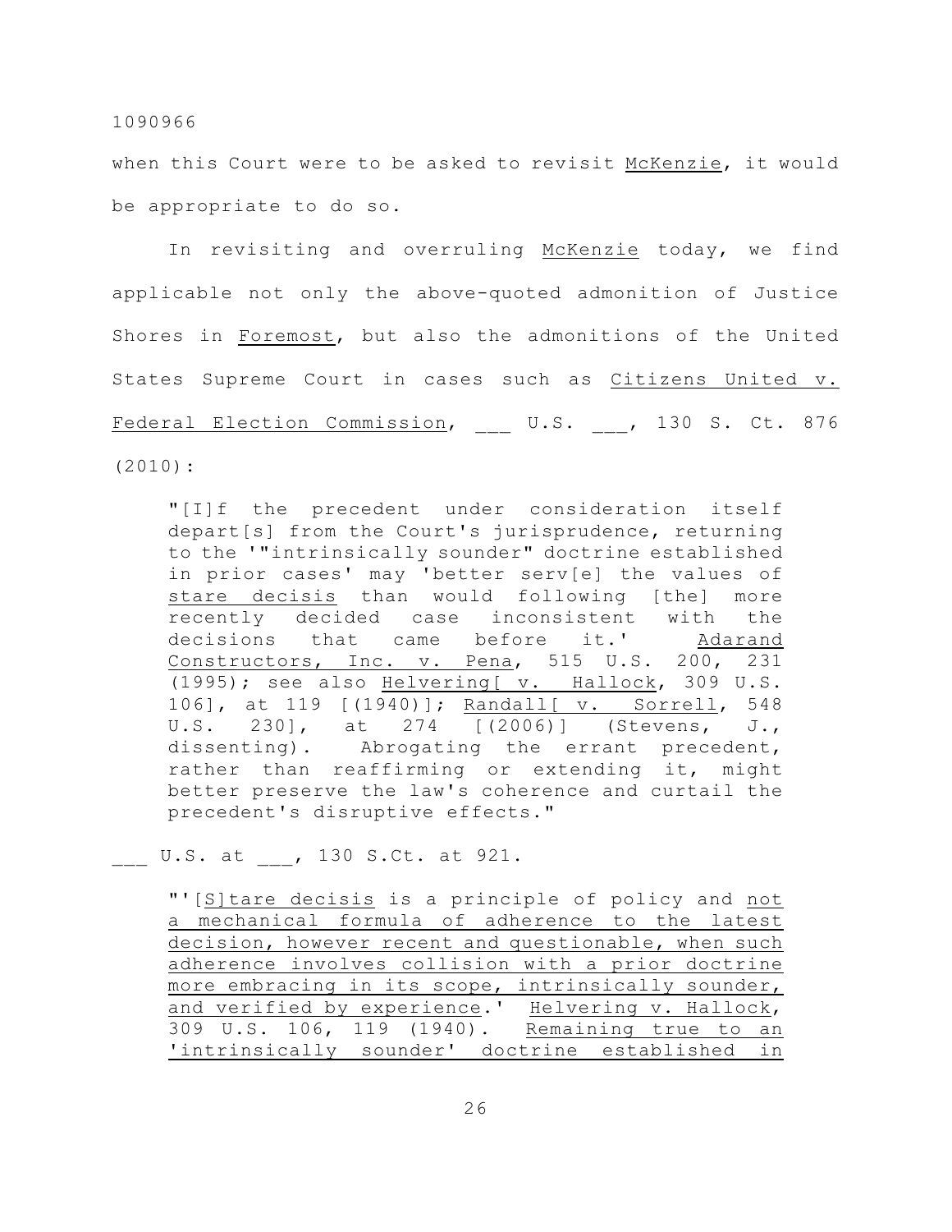when this Court were to be asked to revisit McKenzie, it would be appropriate to do so.

In revisiting and overruling McKenzie today, we find applicable not only the above-quoted admonition of Justice Shores in Foremost, but also the admonitions of the United States Supreme Court in cases such as Citizens United v. Federal Election Commission, ___ U.S. ___, 130 S. Ct. 876 (2010):

> "[I]f the precedent under consideration itself depart[s] from the Court's jurisprudence, returning to the '"intrinsically sounder" doctrine established in prior cases' may 'better serv[e] the values of stare decisis than would following [the] more recently decided case inconsistent with the decisions that came before it.' Adarand Constructors, Inc. v. Pena, 515 U.S. 200, 231 (1995); see also Helvering[ v. Hallock, 309 U.S. 106], at 119 [(1940)]; Randall[ v. Sorrell, 548 U.S. 230], at 274 [(2006)] (Stevens, J., dissenting). Abrogating the errant precedent, rather than reaffirming or extending it, might better preserve the law's coherence and curtail the precedent's disruptive effects."

___ U.S. at ___, 130 S.Ct. at 921.

> "'[S]tare decisis is a principle of policy and not a mechanical formula of adherence to the latest decision, however recent and questionable, when such adherence involves collision with a prior doctrine more embracing in its scope, intrinsically sounder, and verified by experience.' Helvering v. Hallock, 309 U.S. 106, 119 (1940). Remaining true to an 'intrinsically sounder' doctrine established in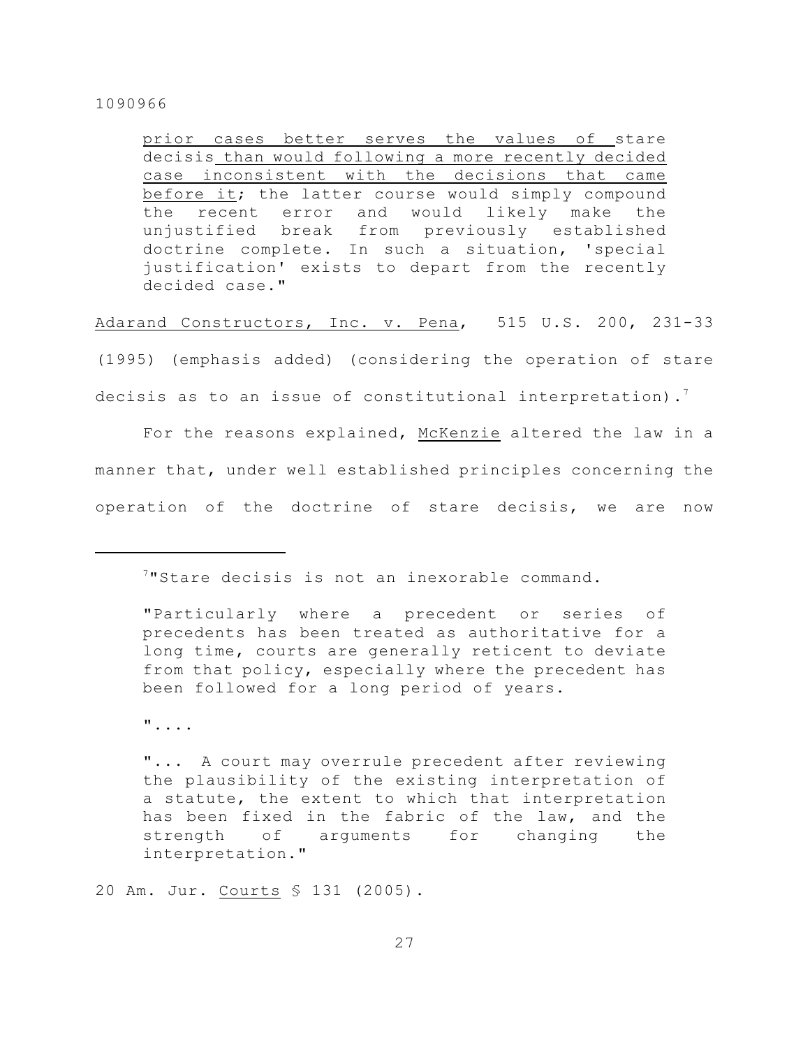> prior cases better serves the values of stare decisis than would following a more recently decided case inconsistent with the decisions that came before it; the latter course would simply compound the recent error and would likely make the unjustified break from previously established doctrine complete. In such a situation, 'special justification' exists to depart from the recently decided case."

Adarand Constructors, Inc. v. Pena, 515 U.S. 200, 231-33 (1995) (emphasis added) (considering the operation of stare decisis as to an issue of constitutional interpretation).[7]

For the reasons explained, McKenzie altered the law in a manner that, under well established principles concerning the operation of the doctrine of stare decisis, we are now

---

[7]"Stare decisis is not an inexorable command.

> "Particularly where a precedent or series of precedents has been treated as authoritative for a long time, courts are generally reticent to deviate from that policy, especially where the precedent has been followed for a long period of years.
>
> "....
>
> "... A court may overrule precedent after reviewing the plausibility of the existing interpretation of a statute, the extent to which that interpretation has been fixed in the fabric of the law, and the strength of arguments for changing the interpretation."

20 Am. Jur. Courts § 131 (2005).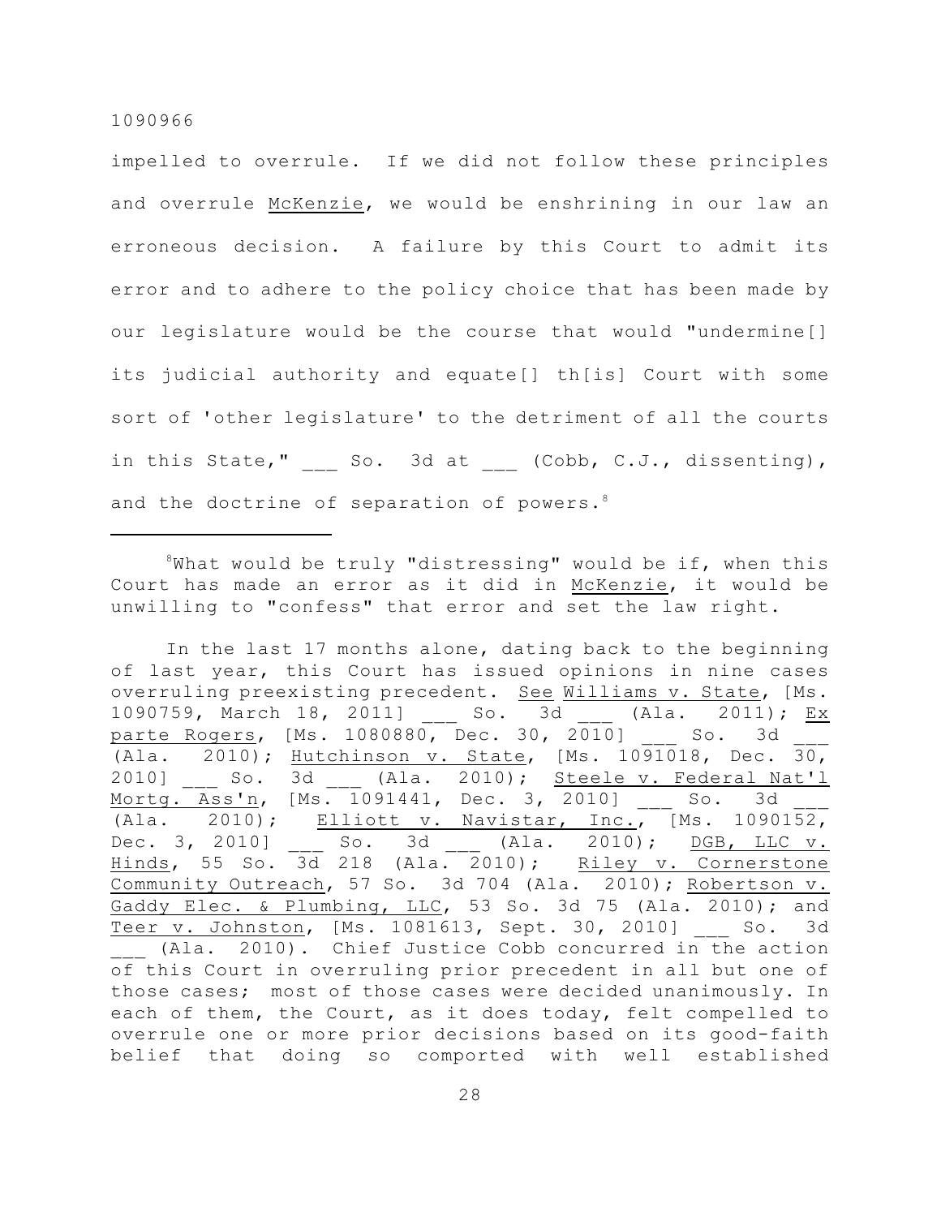impelled to overrule. If we did not follow these principles and overrule McKenzie, we would be enshrining in our law an erroneous decision. A failure by this Court to admit its error and to adhere to the policy choice that has been made by our legislature would be the course that would "undermine[] its judicial authority and equate[] th[is] Court with some sort of 'other legislature' to the detriment of all the courts in this State," ___ So. 3d at ___ (Cobb, C.J., dissenting), and the doctrine of separation of powers.[8]

---

[8]What would be truly "distressing" would be if, when this Court has made an error as it did in McKenzie, it would be unwilling to "confess" that error and set the law right.

In the last 17 months alone, dating back to the beginning of last year, this Court has issued opinions in nine cases overruling preexisting precedent. See Williams v. State, [Ms. 1090759, March 18, 2011] ___ So. 3d ___ (Ala. 2011); Ex parte Rogers, [Ms. 1080880, Dec. 30, 2010] ___ So. 3d ___ (Ala. 2010); Hutchinson v. State, [Ms. 1091018, Dec. 30, 2010] ___ So. 3d ___ (Ala. 2010); Steele v. Federal Nat'l Mortg. Ass'n, [Ms. 1091441, Dec. 3, 2010] ___ So. 3d ___ (Ala. 2010); Elliott v. Navistar, Inc., [Ms. 1090152, Dec. 3, 2010] ___ So. 3d ___ (Ala. 2010); DGB, LLC v. Hinds, 55 So. 3d 218 (Ala. 2010); Riley v. Cornerstone Community Outreach, 57 So. 3d 704 (Ala. 2010); Robertson v. Gaddy Elec. & Plumbing, LLC, 53 So. 3d 75 (Ala. 2010); and Teer v. Johnston, [Ms. 1081613, Sept. 30, 2010] ___ So. 3d ___ (Ala. 2010). Chief Justice Cobb concurred in the action of this Court in overruling prior precedent in all but one of those cases; most of those cases were decided unanimously. In each of them, the Court, as it does today, felt compelled to overrule one or more prior decisions based on its good-faith belief that doing so comported with well established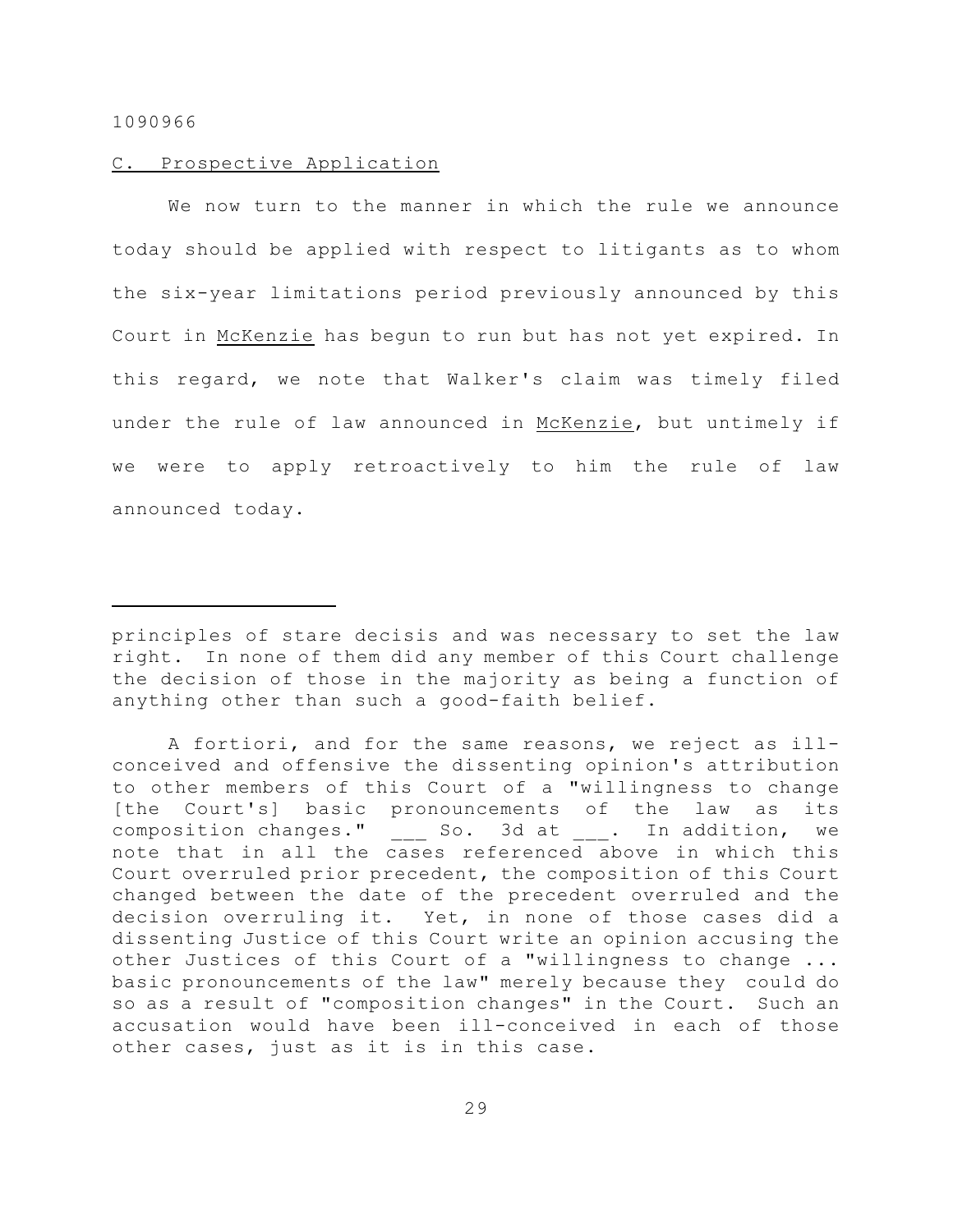C. Prospective Application

We now turn to the manner in which the rule we announce today should be applied with respect to litigants as to whom the six-year limitations period previously announced by this Court in McKenzie has begun to run but has not yet expired. In this regard, we note that Walker's claim was timely filed under the rule of law announced in McKenzie, but untimely if we were to apply retroactively to him the rule of law announced today.

---

principles of stare decisis and was necessary to set the law right. In none of them did any member of this Court challenge the decision of those in the majority as being a function of anything other than such a good-faith belief.

A fortiori, and for the same reasons, we reject as ill-conceived and offensive the dissenting opinion's attribution to other members of this Court of a "willingness to change [the Court's] basic pronouncements of the law as its composition changes." ___ So. 3d at ___. In addition, we note that in all the cases referenced above in which this Court overruled prior precedent, the composition of this Court changed between the date of the precedent overruled and the decision overruling it. Yet, in none of those cases did a dissenting Justice of this Court write an opinion accusing the other Justices of this Court of a "willingness to change ... basic pronouncements of the law" merely because they could do so as a result of "composition changes" in the Court. Such an accusation would have been ill-conceived in each of those other cases, just as it is in this case.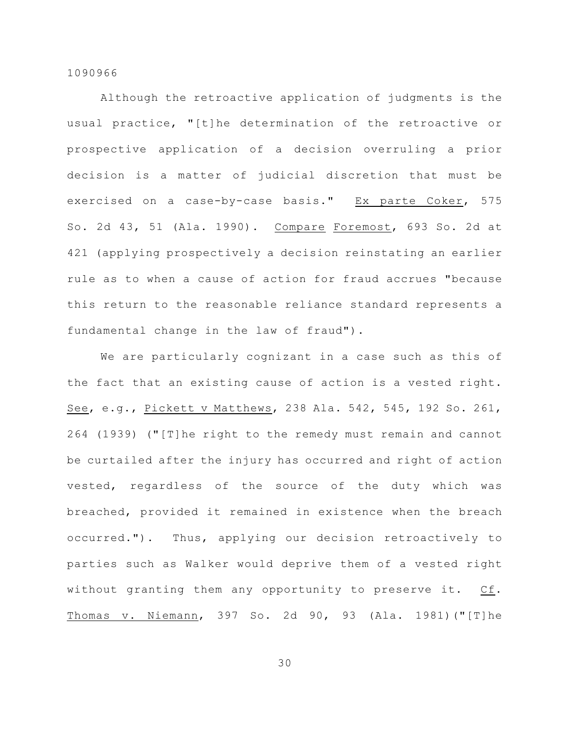Although the retroactive application of judgments is the usual practice, "[t]he determination of the retroactive or prospective application of a decision overruling a prior decision is a matter of judicial discretion that must be exercised on a case-by-case basis." _Ex parte Coker_, 575 So. 2d 43, 51 (Ala. 1990). _Compare_ _Foremost_, 693 So. 2d at 421 (applying prospectively a decision reinstating an earlier rule as to when a cause of action for fraud accrues "because this return to the reasonable reliance standard represents a fundamental change in the law of fraud").

We are particularly cognizant in a case such as this of the fact that an existing cause of action is a vested right. _See_, e.g., _Pickett v Matthews_, 238 Ala. 542, 545, 192 So. 261, 264 (1939) ("[T]he right to the remedy must remain and cannot be curtailed after the injury has occurred and right of action vested, regardless of the source of the duty which was breached, provided it remained in existence when the breach occurred."). Thus, applying our decision retroactively to parties such as Walker would deprive them of a vested right without granting them any opportunity to preserve it. _Cf_. _Thomas v. Niemann_, 397 So. 2d 90, 93 (Ala. 1981)("[T]he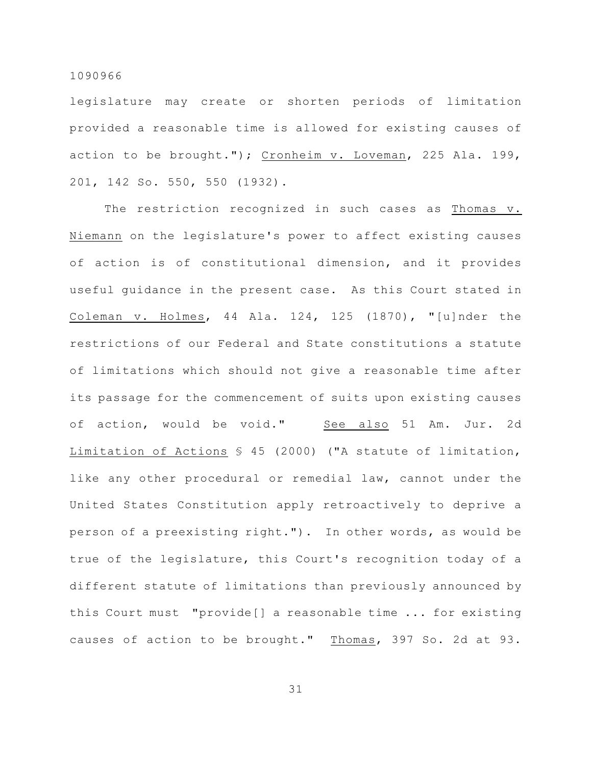legislature may create or shorten periods of limitation provided a reasonable time is allowed for existing causes of action to be brought."); Cronheim v. Loveman, 225 Ala. 199, 201, 142 So. 550, 550 (1932).

The restriction recognized in such cases as Thomas v. Niemann on the legislature's power to affect existing causes of action is of constitutional dimension, and it provides useful guidance in the present case. As this Court stated in Coleman v. Holmes, 44 Ala. 124, 125 (1870), "[u]nder the restrictions of our Federal and State constitutions a statute of limitations which should not give a reasonable time after its passage for the commencement of suits upon existing causes of action, would be void." See also 51 Am. Jur. 2d Limitation of Actions § 45 (2000) ("A statute of limitation, like any other procedural or remedial law, cannot under the United States Constitution apply retroactively to deprive a person of a preexisting right."). In other words, as would be true of the legislature, this Court's recognition today of a different statute of limitations than previously announced by this Court must "provide[] a reasonable time ... for existing causes of action to be brought." Thomas, 397 So. 2d at 93.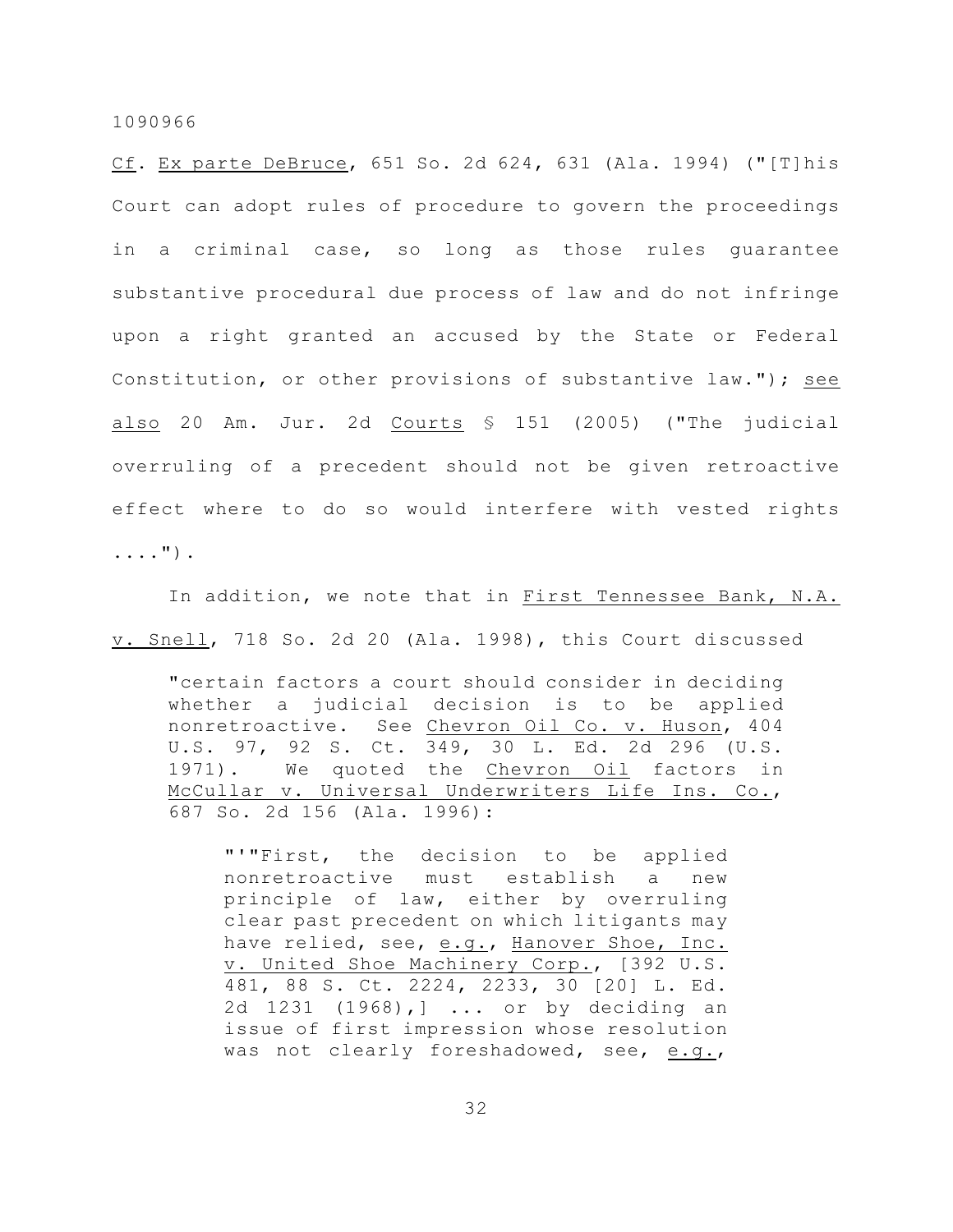_Cf_. _Ex parte DeBruce_, 651 So. 2d 624, 631 (Ala. 1994) ("[T]his Court can adopt rules of procedure to govern the proceedings in a criminal case, so long as those rules guarantee substantive procedural due process of law and do not infringe upon a right granted an accused by the State or Federal Constitution, or other provisions of substantive law."); _see also_ 20 Am. Jur. 2d _Courts_ § 151 (2005) ("The judicial overruling of a precedent should not be given retroactive effect where to do so would interfere with vested rights ....").

In addition, we note that in _First Tennessee Bank, N.A. v. Snell_, 718 So. 2d 20 (Ala. 1998), this Court discussed

> "certain factors a court should consider in deciding whether a judicial decision is to be applied nonretroactive. See _Chevron Oil Co. v. Huson_, 404 U.S. 97, 92 S. Ct. 349, 30 L. Ed. 2d 296 (U.S. 1971). We quoted the _Chevron Oil_ factors in _McCullar v. Universal Underwriters Life Ins. Co._, 687 So. 2d 156 (Ala. 1996):
>
> > "'"First, the decision to be applied nonretroactive must establish a new principle of law, either by overruling clear past precedent on which litigants may have relied, see, _e.g._, _Hanover Shoe, Inc. v. United Shoe Machinery Corp._, [392 U.S. 481, 88 S. Ct. 2224, 2233, 30 [20] L. Ed. 2d 1231 (1968),] ... or by deciding an issue of first impression whose resolution was not clearly foreshadowed, see, _e.g._,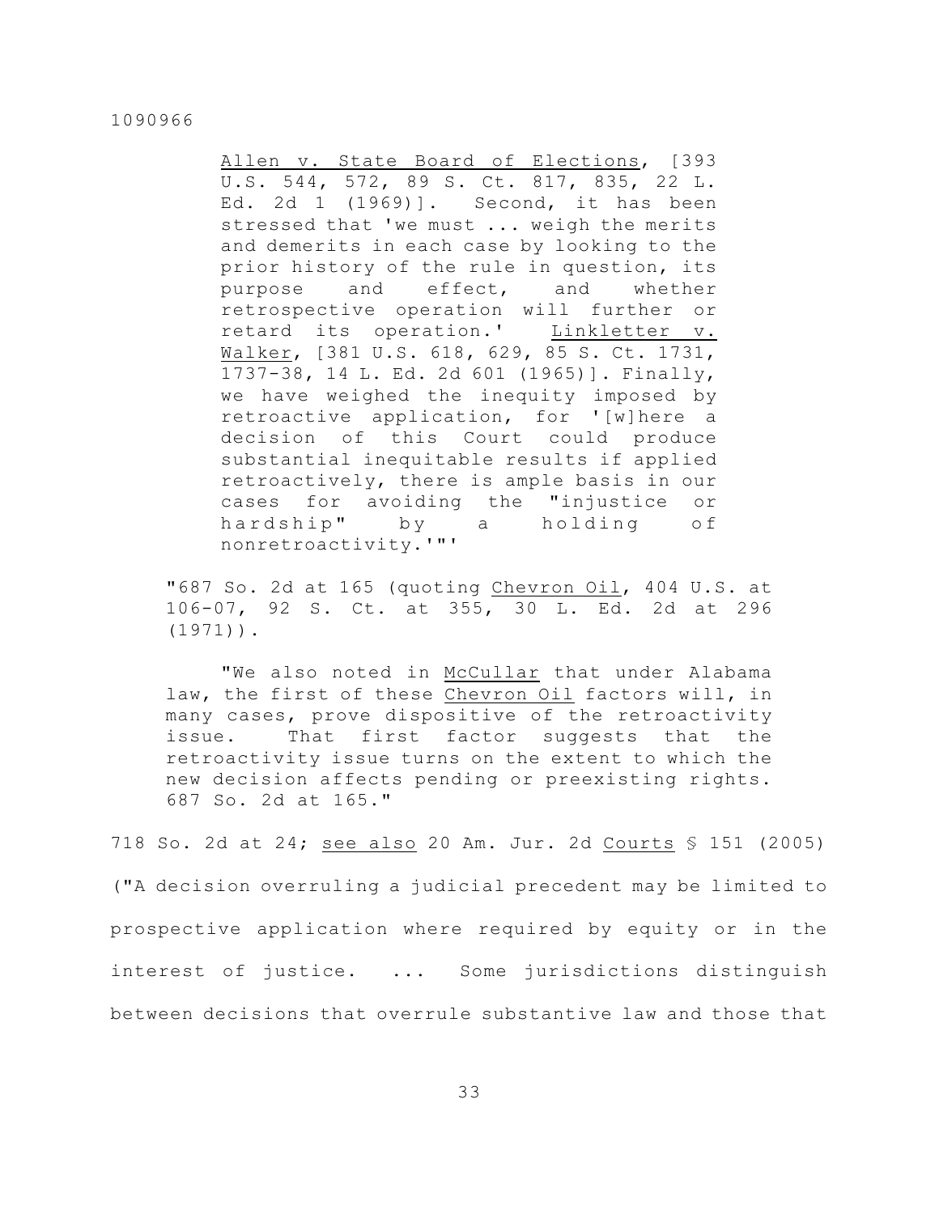Allen v. State Board of Elections, [393 U.S. 544, 572, 89 S. Ct. 817, 835, 22 L. Ed. 2d 1 (1969)]. Second, it has been stressed that 'we must ... weigh the merits and demerits in each case by looking to the prior history of the rule in question, its purpose and effect, and whether retrospective operation will further or retard its operation.' Linkletter v. Walker, [381 U.S. 618, 629, 85 S. Ct. 1731, 1737-38, 14 L. Ed. 2d 601 (1965)]. Finally, we have weighed the inequity imposed by retroactive application, for '[w]here a decision of this Court could produce substantial inequitable results if applied retroactively, there is ample basis in our cases for avoiding the "injustice or hardship" by a holding of nonretroactivity.'"'

"687 So. 2d at 165 (quoting Chevron Oil, 404 U.S. at 106-07, 92 S. Ct. at 355, 30 L. Ed. 2d at 296 (1971)).

"We also noted in McCullar that under Alabama law, the first of these Chevron Oil factors will, in many cases, prove dispositive of the retroactivity issue. That first factor suggests that the retroactivity issue turns on the extent to which the new decision affects pending or preexisting rights. 687 So. 2d at 165."

718 So. 2d at 24; see also 20 Am. Jur. 2d Courts § 151 (2005) ("A decision overruling a judicial precedent may be limited to prospective application where required by equity or in the interest of justice. ... Some jurisdictions distinguish between decisions that overrule substantive law and those that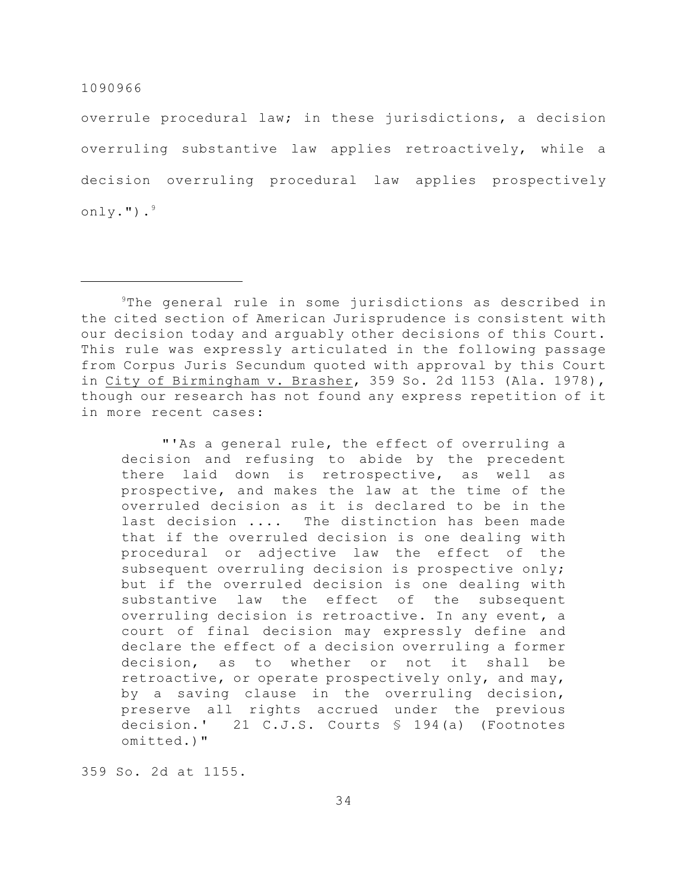overrule procedural law; in these jurisdictions, a decision overruling substantive law applies retroactively, while a decision overruling procedural law applies prospectively only.").[9]

---

[9]The general rule in some jurisdictions as described in the cited section of American Jurisprudence is consistent with our decision today and arguably other decisions of this Court. This rule was expressly articulated in the following passage from Corpus Juris Secundum quoted with approval by this Court in City of Birmingham v. Brasher, 359 So. 2d 1153 (Ala. 1978), though our research has not found any express repetition of it in more recent cases:

> "'As a general rule, the effect of overruling a decision and refusing to abide by the precedent there laid down is retrospective, as well as prospective, and makes the law at the time of the overruled decision as it is declared to be in the last decision .... The distinction has been made that if the overruled decision is one dealing with procedural or adjective law the effect of the subsequent overruling decision is prospective only; but if the overruled decision is one dealing with substantive law the effect of the subsequent overruling decision is retroactive. In any event, a court of final decision may expressly define and declare the effect of a decision overruling a former decision, as to whether or not it shall be retroactive, or operate prospectively only, and may, by a saving clause in the overruling decision, preserve all rights accrued under the previous decision.' 21 C.J.S. Courts § 194(a) (Footnotes omitted.)"

359 So. 2d at 1155.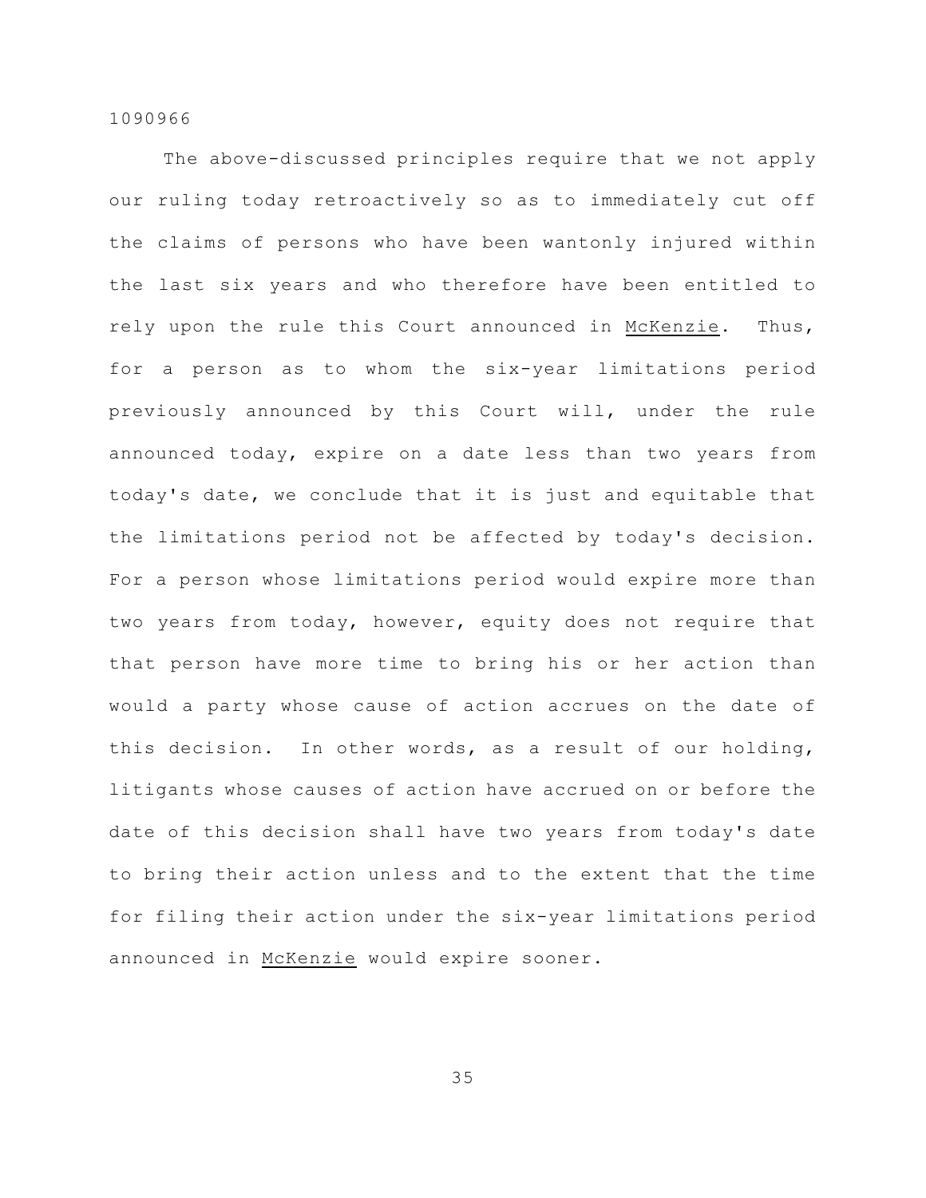The above-discussed principles require that we not apply our ruling today retroactively so as to immediately cut off the claims of persons who have been wantonly injured within the last six years and who therefore have been entitled to rely upon the rule this Court announced in McKenzie. Thus, for a person as to whom the six-year limitations period previously announced by this Court will, under the rule announced today, expire on a date less than two years from today's date, we conclude that it is just and equitable that the limitations period not be affected by today's decision. For a person whose limitations period would expire more than two years from today, however, equity does not require that that person have more time to bring his or her action than would a party whose cause of action accrues on the date of this decision. In other words, as a result of our holding, litigants whose causes of action have accrued on or before the date of this decision shall have two years from today's date to bring their action unless and to the extent that the time for filing their action under the six-year limitations period announced in McKenzie would expire sooner.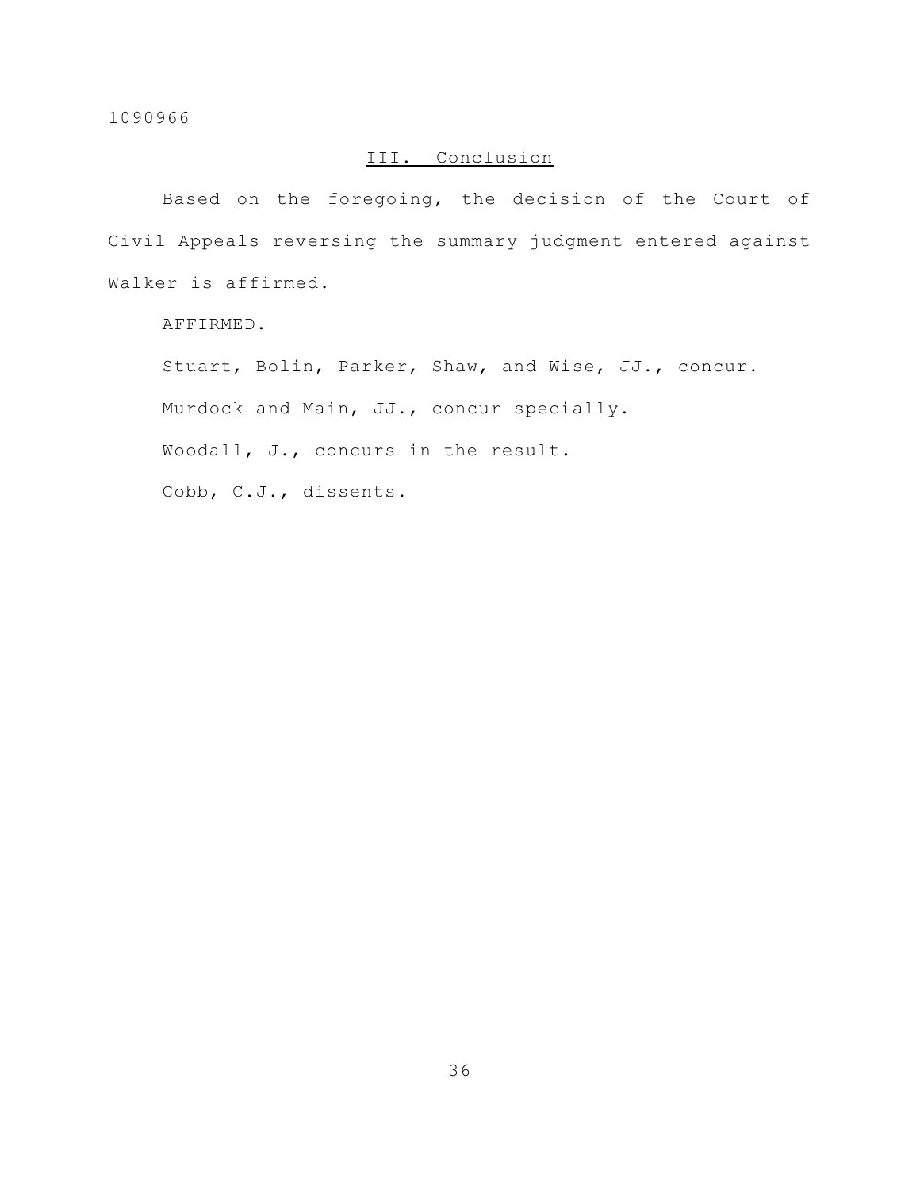## III. Conclusion

Based on the foregoing, the decision of the Court of Civil Appeals reversing the summary judgment entered against Walker is affirmed.

AFFIRMED.

Stuart, Bolin, Parker, Shaw, and Wise, JJ., concur.

Murdock and Main, JJ., concur specially.

Woodall, J., concurs in the result.

Cobb, C.J., dissents.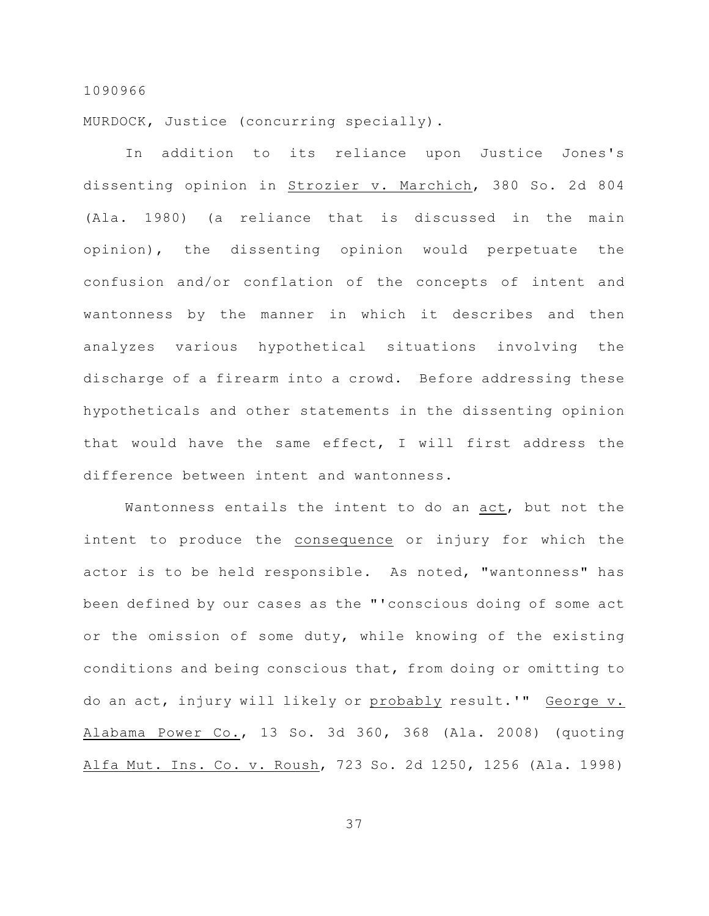1090966

MURDOCK, Justice (concurring specially).

In addition to its reliance upon Justice Jones's dissenting opinion in Strozier v. Marchich, 380 So. 2d 804 (Ala. 1980) (a reliance that is discussed in the main opinion), the dissenting opinion would perpetuate the confusion and/or conflation of the concepts of intent and wantonness by the manner in which it describes and then analyzes various hypothetical situations involving the discharge of a firearm into a crowd. Before addressing these hypotheticals and other statements in the dissenting opinion that would have the same effect, I will first address the difference between intent and wantonness.

Wantonness entails the intent to do an act, but not the intent to produce the consequence or injury for which the actor is to be held responsible. As noted, "wantonness" has been defined by our cases as the "'conscious doing of some act or the omission of some duty, while knowing of the existing conditions and being conscious that, from doing or omitting to do an act, injury will likely or probably result.'" George v. Alabama Power Co., 13 So. 3d 360, 368 (Ala. 2008) (quoting Alfa Mut. Ins. Co. v. Roush, 723 So. 2d 1250, 1256 (Ala. 1998)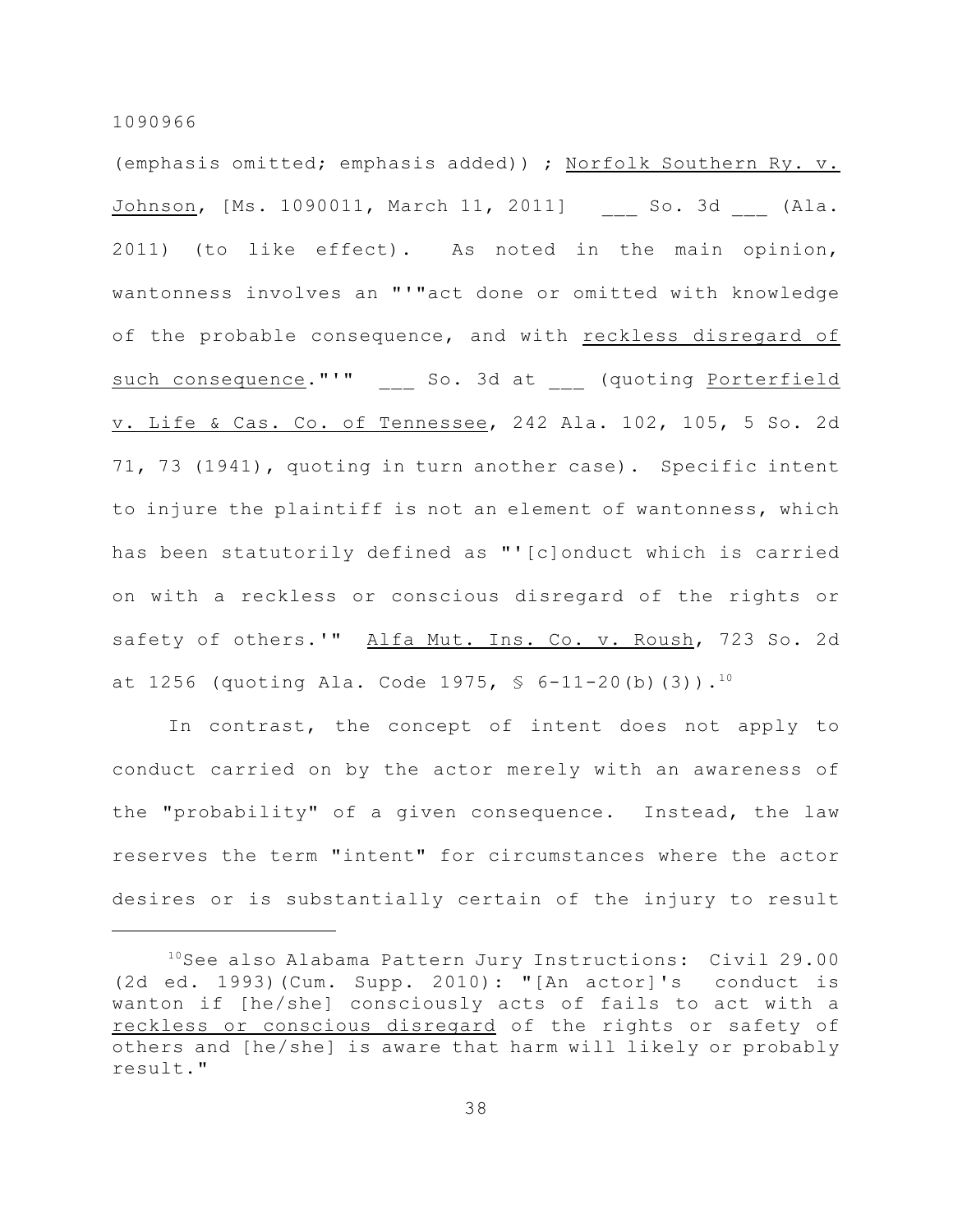(emphasis omitted; emphasis added)) ; Norfolk Southern Ry. v. Johnson, [Ms. 1090011, March 11, 2011] ___ So. 3d ___ (Ala. 2011) (to like effect). As noted in the main opinion, wantonness involves an "'"act done or omitted with knowledge of the probable consequence, and with reckless disregard of such consequence."'" ___ So. 3d at ___ (quoting Porterfield v. Life & Cas. Co. of Tennessee, 242 Ala. 102, 105, 5 So. 2d 71, 73 (1941), quoting in turn another case). Specific intent to injure the plaintiff is not an element of wantonness, which has been statutorily defined as "'[c]onduct which is carried on with a reckless or conscious disregard of the rights or safety of others.'" Alfa Mut. Ins. Co. v. Roush, 723 So. 2d at 1256 (quoting Ala. Code 1975, § 6-11-20(b)(3)).[10]

In contrast, the concept of intent does not apply to conduct carried on by the actor merely with an awareness of the "probability" of a given consequence. Instead, the law reserves the term "intent" for circumstances where the actor desires or is substantially certain of the injury to result

---

[10]See also Alabama Pattern Jury Instructions: Civil 29.00 (2d ed. 1993)(Cum. Supp. 2010): "[An actor]'s conduct is wanton if [he/she] consciously acts of fails to act with a reckless or conscious disregard of the rights or safety of others and [he/she] is aware that harm will likely or probably result."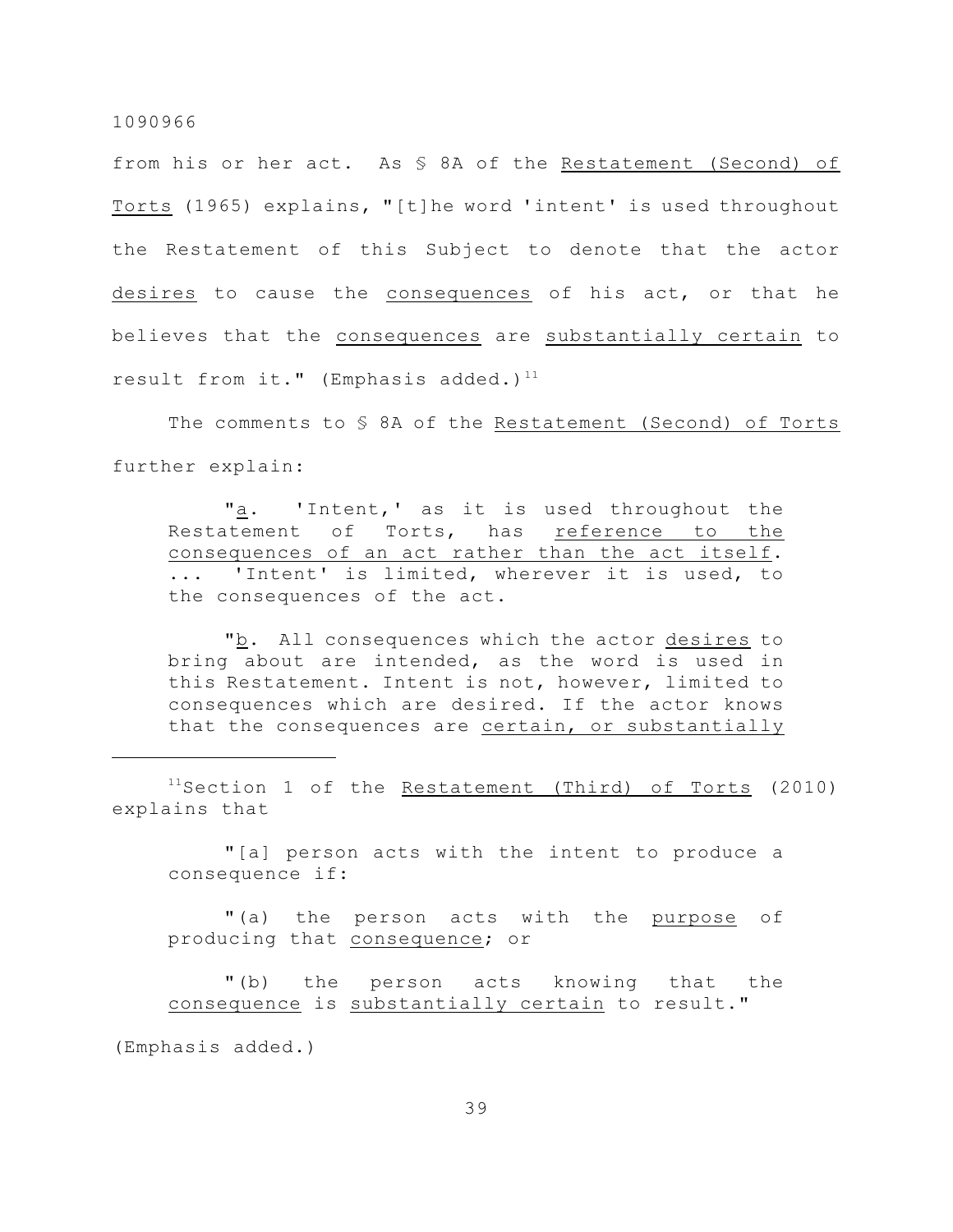from his or her act. As § 8A of the Restatement (Second) of Torts (1965) explains, "[t]he word 'intent' is used throughout the Restatement of this Subject to denote that the actor desires to cause the consequences of his act, or that he believes that the consequences are substantially certain to result from it." (Emphasis added.)[11]

The comments to § 8A of the Restatement (Second) of Torts further explain:

> "a. 'Intent,' as it is used throughout the Restatement of Torts, has reference to the consequences of an act rather than the act itself. ... 'Intent' is limited, wherever it is used, to the consequences of the act.
>
> "b. All consequences which the actor desires to bring about are intended, as the word is used in this Restatement. Intent is not, however, limited to consequences which are desired. If the actor knows that the consequences are certain, or substantially

---

[11]Section 1 of the Restatement (Third) of Torts (2010) explains that

> "[a] person acts with the intent to produce a consequence if:
>
> "(a) the person acts with the purpose of producing that consequence; or
>
> "(b) the person acts knowing that the consequence is substantially certain to result."

(Emphasis added.)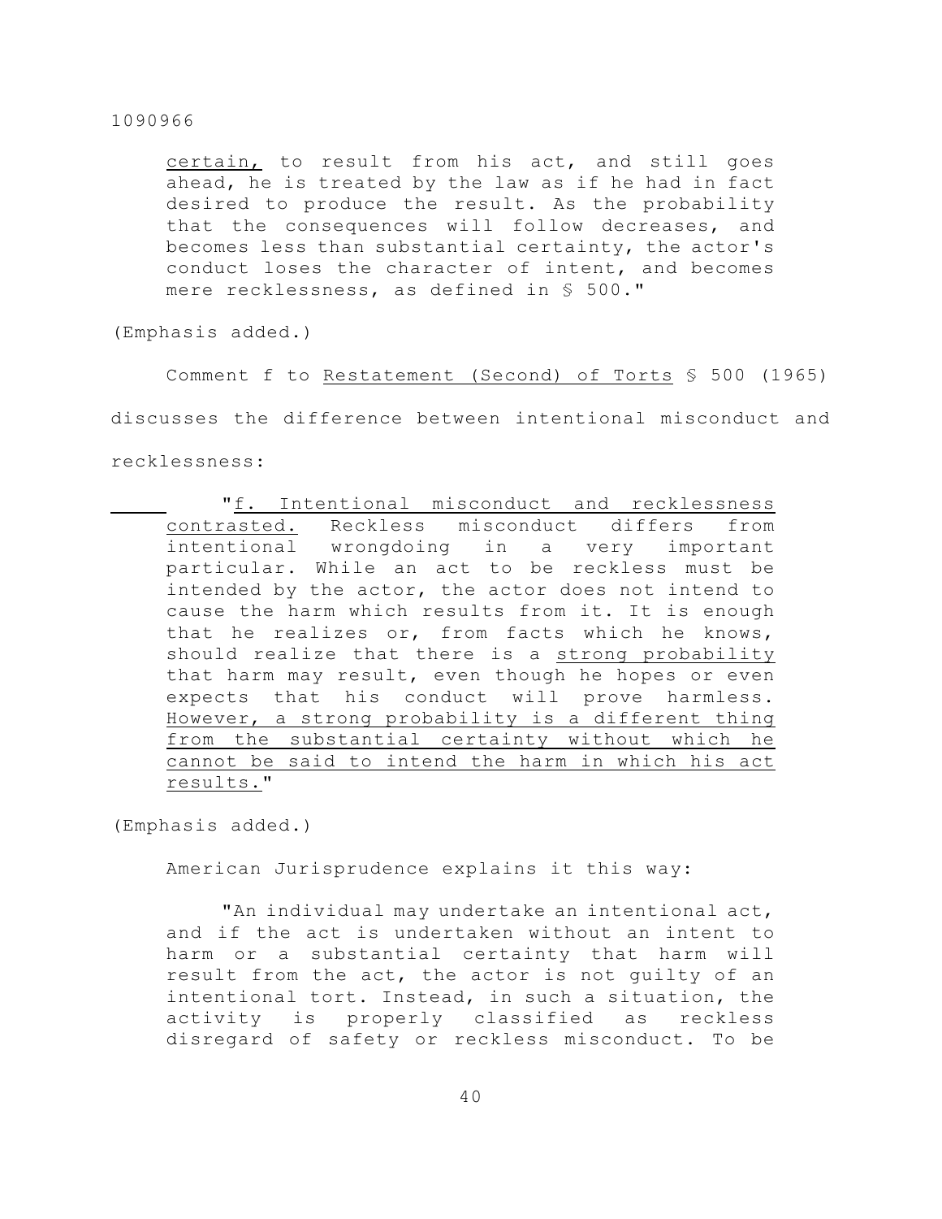certain, to result from his act, and still goes ahead, he is treated by the law as if he had in fact desired to produce the result. As the probability that the consequences will follow decreases, and becomes less than substantial certainty, the actor's conduct loses the character of intent, and becomes mere recklessness, as defined in § 500."

(Emphasis added.)

Comment f to Restatement (Second) of Torts § 500 (1965) discusses the difference between intentional misconduct and recklessness:

> "f. Intentional misconduct and recklessness contrasted. Reckless misconduct differs from intentional wrongdoing in a very important particular. While an act to be reckless must be intended by the actor, the actor does not intend to cause the harm which results from it. It is enough that he realizes or, from facts which he knows, should realize that there is a strong probability that harm may result, even though he hopes or even expects that his conduct will prove harmless. However, a strong probability is a different thing from the substantial certainty without which he cannot be said to intend the harm in which his act results."

(Emphasis added.)

American Jurisprudence explains it this way:

> "An individual may undertake an intentional act, and if the act is undertaken without an intent to harm or a substantial certainty that harm will result from the act, the actor is not guilty of an intentional tort. Instead, in such a situation, the activity is properly classified as reckless disregard of safety or reckless misconduct. To be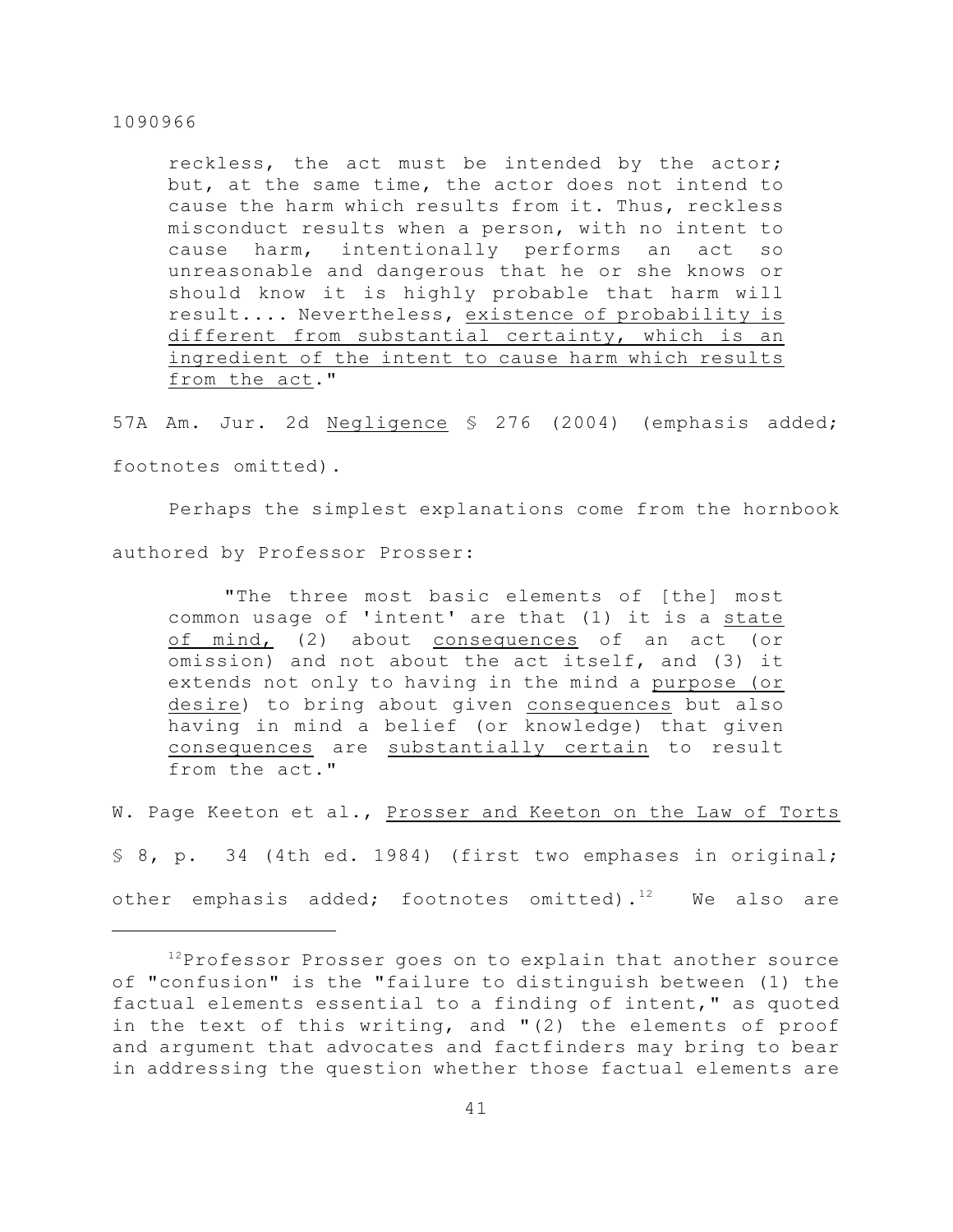reckless, the act must be intended by the actor; but, at the same time, the actor does not intend to cause the harm which results from it. Thus, reckless misconduct results when a person, with no intent to cause harm, intentionally performs an act so unreasonable and dangerous that he or she knows or should know it is highly probable that harm will result.... Nevertheless, existence of probability is different from substantial certainty, which is an ingredient of the intent to cause harm which results from the act."

57A Am. Jur. 2d Negligence § 276 (2004) (emphasis added; footnotes omitted).

Perhaps the simplest explanations come from the hornbook authored by Professor Prosser:

> "The three most basic elements of [the] most common usage of 'intent' are that (1) it is a state of mind, (2) about consequences of an act (or omission) and not about the act itself, and (3) it extends not only to having in the mind a purpose (or desire) to bring about given consequences but also having in mind a belief (or knowledge) that given consequences are substantially certain to result from the act."

W. Page Keeton et al., Prosser and Keeton on the Law of Torts § 8, p. 34 (4th ed. 1984) (first two emphases in original; other emphasis added; footnotes omitted).[12] We also are

---

[12] Professor Prosser goes on to explain that another source of "confusion" is the "failure to distinguish between (1) the factual elements essential to a finding of intent," as quoted in the text of this writing, and "(2) the elements of proof and argument that advocates and factfinders may bring to bear in addressing the question whether those factual elements are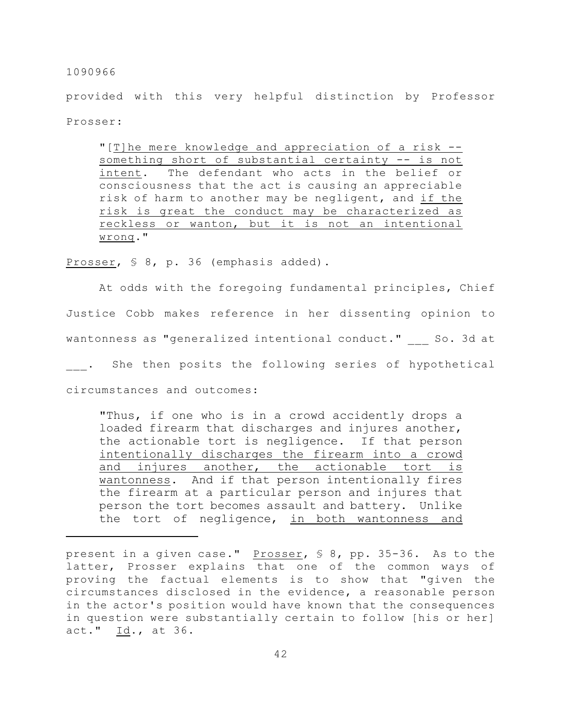provided with this very helpful distinction by Professor Prosser:

> "[T]he mere knowledge and appreciation of a risk -- something short of substantial certainty -- is not intent. The defendant who acts in the belief or consciousness that the act is causing an appreciable risk of harm to another may be negligent, and if the risk is great the conduct may be characterized as reckless or wanton, but it is not an intentional wrong."

Prosser, § 8, p. 36 (emphasis added).

At odds with the foregoing fundamental principles, Chief Justice Cobb makes reference in her dissenting opinion to wantonness as "generalized intentional conduct." ___ So. 3d at ___. She then posits the following series of hypothetical circumstances and outcomes:

> "Thus, if one who is in a crowd accidently drops a loaded firearm that discharges and injures another, the actionable tort is negligence. If that person intentionally discharges the firearm into a crowd and injures another, the actionable tort is wantonness. And if that person intentionally fires the firearm at a particular person and injures that person the tort becomes assault and battery. Unlike the tort of negligence, in both wantonness and

---

present in a given case." Prosser, § 8, pp. 35-36. As to the latter, Prosser explains that one of the common ways of proving the factual elements is to show that "given the circumstances disclosed in the evidence, a reasonable person in the actor's position would have known that the consequences in question were substantially certain to follow [his or her] act." Id., at 36.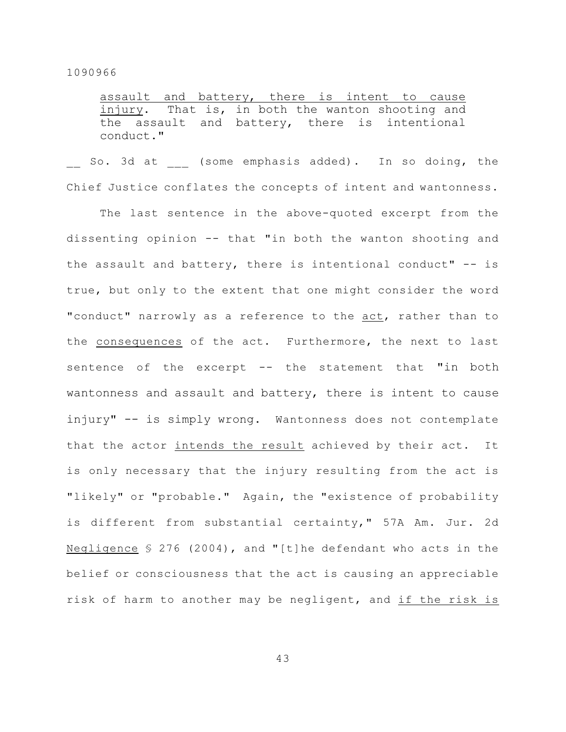> <u>assault and battery, there is intent to cause injury</u>. That is, in both the wanton shooting and the assault and battery, there is intentional conduct."

__ So. 3d at ___ (some emphasis added). In so doing, the Chief Justice conflates the concepts of intent and wantonness.

The last sentence in the above-quoted excerpt from the dissenting opinion -- that "in both the wanton shooting and the assault and battery, there is intentional conduct" -- is true, but only to the extent that one might consider the word "conduct" narrowly as a reference to the <u>act</u>, rather than to the <u>consequences</u> of the act. Furthermore, the next to last sentence of the excerpt -- the statement that "in both wantonness and assault and battery, there is intent to cause injury" -- is simply wrong. Wantonness does not contemplate that the actor <u>intends the result</u> achieved by their act. It is only necessary that the injury resulting from the act is "likely" or "probable." Again, the "existence of probability is different from substantial certainty," 57A Am. Jur. 2d <u>Negligence</u> § 276 (2004), and "[t]he defendant who acts in the belief or consciousness that the act is causing an appreciable risk of harm to another may be negligent, and <u>if the risk is</u>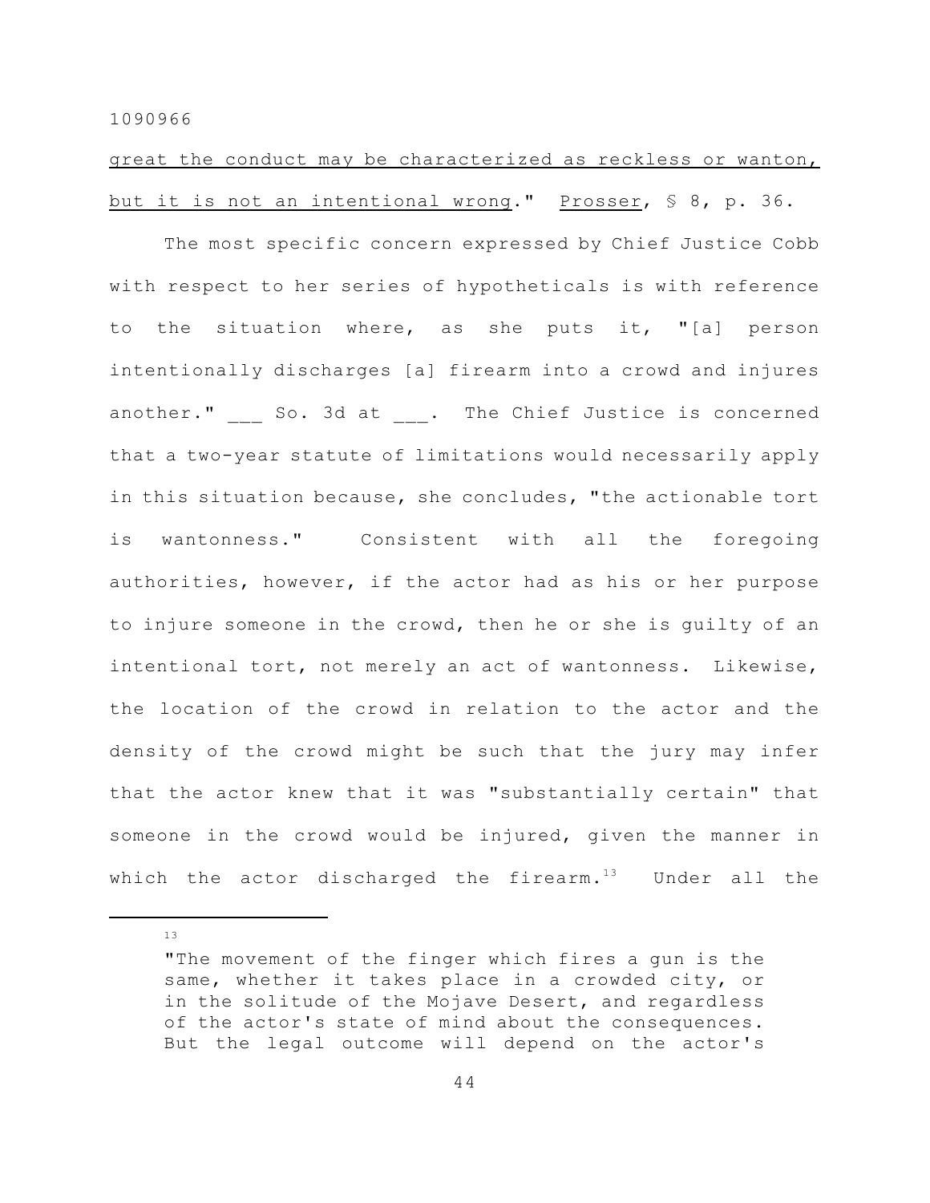<u>great the conduct may be characterized as reckless or wanton, but it is not an intentional wrong</u>." <u>Prosser</u>, § 8, p. 36.

The most specific concern expressed by Chief Justice Cobb with respect to her series of hypotheticals is with reference to the situation where, as she puts it, "[a] person intentionally discharges [a] firearm into a crowd and injures another." ___ So. 3d at ___. The Chief Justice is concerned that a two-year statute of limitations would necessarily apply in this situation because, she concludes, "the actionable tort is wantonness." Consistent with all the foregoing authorities, however, if the actor had as his or her purpose to injure someone in the crowd, then he or she is guilty of an intentional tort, not merely an act of wantonness. Likewise, the location of the crowd in relation to the actor and the density of the crowd might be such that the jury may infer that the actor knew that it was "substantially certain" that someone in the crowd would be injured, given the manner in which the actor discharged the firearm.[13] Under all the

---

[13]

"The movement of the finger which fires a gun is the same, whether it takes place in a crowded city, or in the solitude of the Mojave Desert, and regardless of the actor's state of mind about the consequences. But the legal outcome will depend on the actor's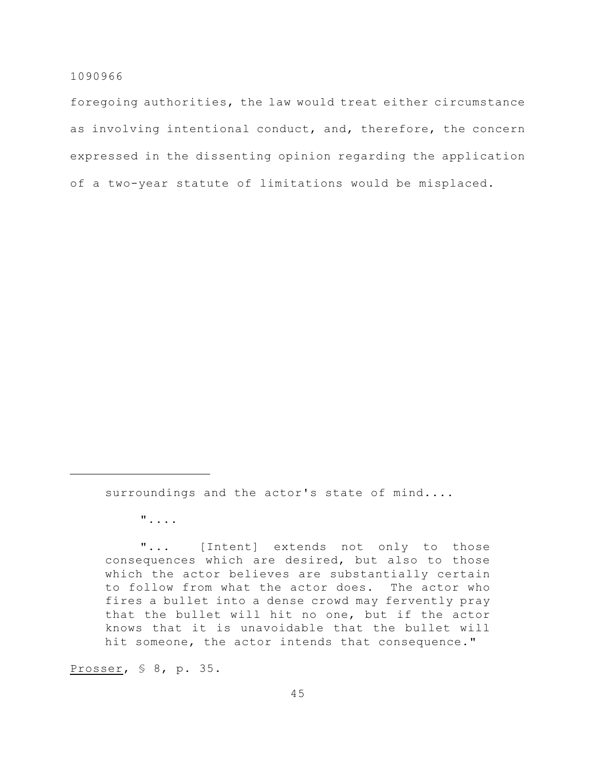foregoing authorities, the law would treat either circumstance as involving intentional conduct, and, therefore, the concern expressed in the dissenting opinion regarding the application of a two-year statute of limitations would be misplaced.

---

surroundings and the actor's state of mind....

"....

"... [Intent] extends not only to those consequences which are desired, but also to those which the actor believes are substantially certain to follow from what the actor does. The actor who fires a bullet into a dense crowd may fervently pray that the bullet will hit no one, but if the actor knows that it is unavoidable that the bullet will hit someone, the actor intends that consequence."

Prosser, § 8, p. 35.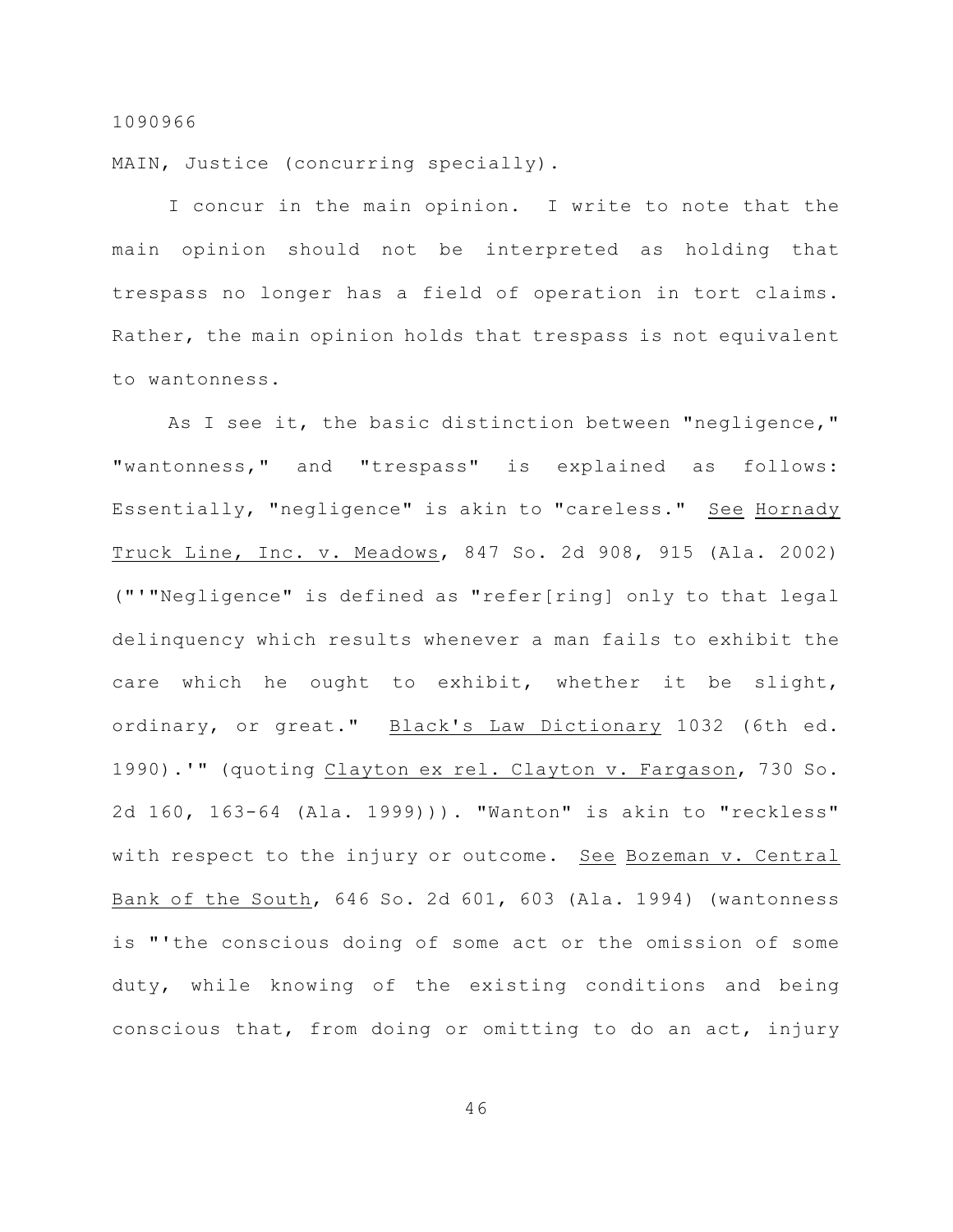1090966

MAIN, Justice (concurring specially).

I concur in the main opinion. I write to note that the main opinion should not be interpreted as holding that trespass no longer has a field of operation in tort claims. Rather, the main opinion holds that trespass is not equivalent to wantonness.

As I see it, the basic distinction between "negligence," "wantonness," and "trespass" is explained as follows: Essentially, "negligence" is akin to "careless." See Hornady Truck Line, Inc. v. Meadows, 847 So. 2d 908, 915 (Ala. 2002) ("'"Negligence" is defined as "refer[ring] only to that legal delinquency which results whenever a man fails to exhibit the care which he ought to exhibit, whether it be slight, ordinary, or great." Black's Law Dictionary 1032 (6th ed. 1990).'" (quoting Clayton ex rel. Clayton v. Fargason, 730 So. 2d 160, 163-64 (Ala. 1999))). "Wanton" is akin to "reckless" with respect to the injury or outcome. See Bozeman v. Central Bank of the South, 646 So. 2d 601, 603 (Ala. 1994) (wantonness is "'the conscious doing of some act or the omission of some duty, while knowing of the existing conditions and being conscious that, from doing or omitting to do an act, injury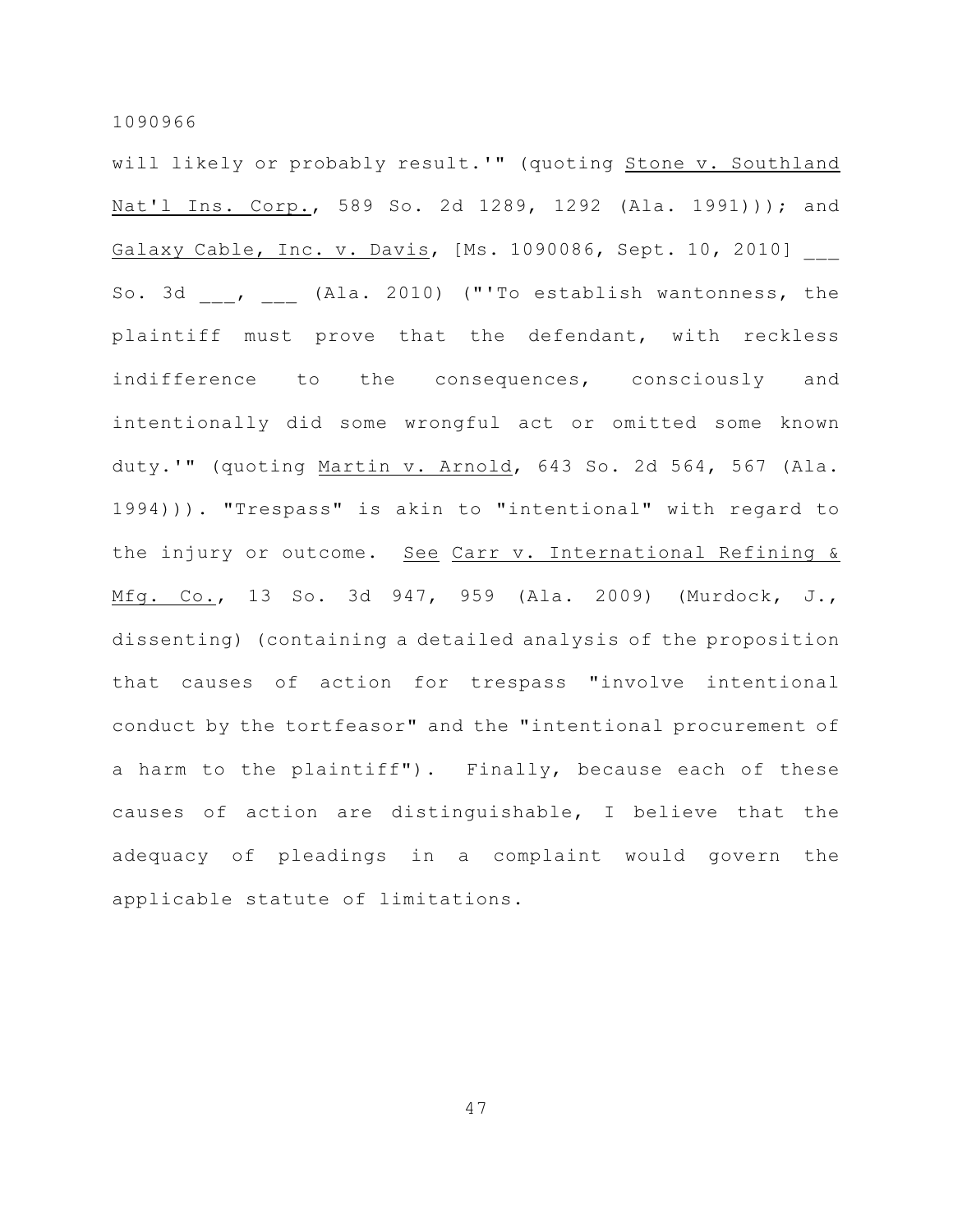will likely or probably result.'" (quoting Stone v. Southland Nat'l Ins. Corp., 589 So. 2d 1289, 1292 (Ala. 1991))); and Galaxy Cable, Inc. v. Davis, [Ms. 1090086, Sept. 10, 2010] ___ So. 3d ___, ___ (Ala. 2010) ("'To establish wantonness, the plaintiff must prove that the defendant, with reckless indifference to the consequences, consciously and intentionally did some wrongful act or omitted some known duty.'" (quoting Martin v. Arnold, 643 So. 2d 564, 567 (Ala. 1994))). "Trespass" is akin to "intentional" with regard to the injury or outcome. See Carr v. International Refining & Mfg. Co., 13 So. 3d 947, 959 (Ala. 2009) (Murdock, J., dissenting) (containing a detailed analysis of the proposition that causes of action for trespass "involve intentional conduct by the tortfeasor" and the "intentional procurement of a harm to the plaintiff"). Finally, because each of these causes of action are distinguishable, I believe that the adequacy of pleadings in a complaint would govern the applicable statute of limitations.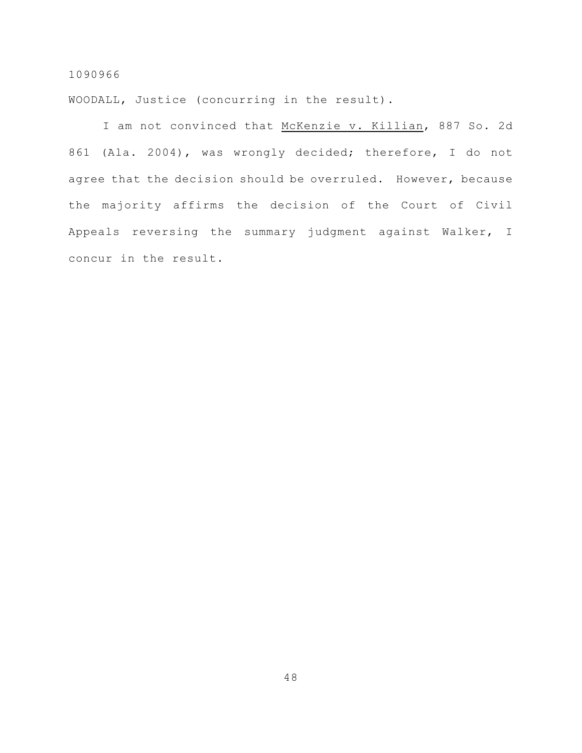1090966

WOODALL, Justice (concurring in the result).

I am not convinced that McKenzie v. Killian, 887 So. 2d 861 (Ala. 2004), was wrongly decided; therefore, I do not agree that the decision should be overruled. However, because the majority affirms the decision of the Court of Civil Appeals reversing the summary judgment against Walker, I concur in the result.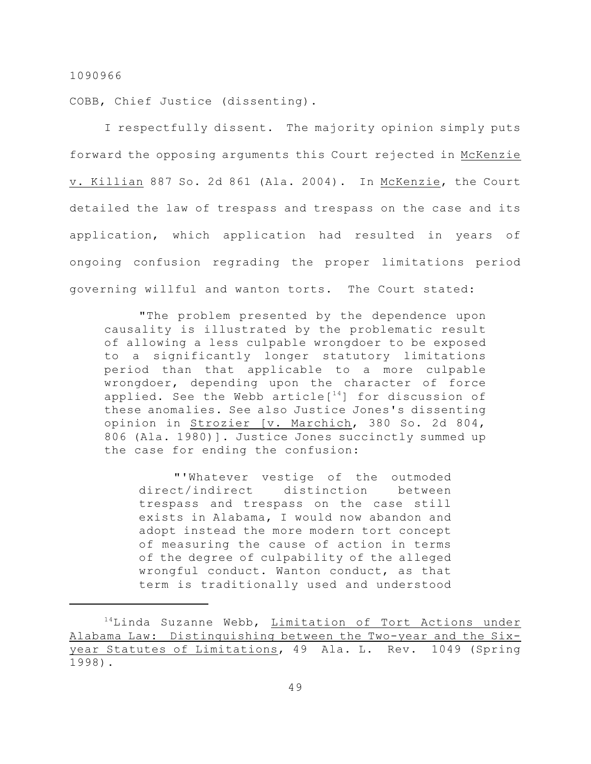COBB, Chief Justice (dissenting).

I respectfully dissent. The majority opinion simply puts forward the opposing arguments this Court rejected in McKenzie v. Killian 887 So. 2d 861 (Ala. 2004). In McKenzie, the Court detailed the law of trespass and trespass on the case and its application, which application had resulted in years of ongoing confusion regrading the proper limitations period governing willful and wanton torts. The Court stated:

> "The problem presented by the dependence upon causality is illustrated by the problematic result of allowing a less culpable wrongdoer to be exposed to a significantly longer statutory limitations period than that applicable to a more culpable wrongdoer, depending upon the character of force applied. See the Webb article[14] for discussion of these anomalies. See also Justice Jones's dissenting opinion in Strozier [v. Marchich, 380 So. 2d 804, 806 (Ala. 1980)]. Justice Jones succinctly summed up the case for ending the confusion:
>
> > "'Whatever vestige of the outmoded direct/indirect distinction between trespass and trespass on the case still exists in Alabama, I would now abandon and adopt instead the more modern tort concept of measuring the cause of action in terms of the degree of culpability of the alleged wrongful conduct. Wanton conduct, as that term is traditionally used and understood

---

[14]Linda Suzanne Webb, Limitation of Tort Actions under Alabama Law: Distinguishing between the Two-year and the Six-year Statutes of Limitations, 49 Ala. L. Rev. 1049 (Spring 1998).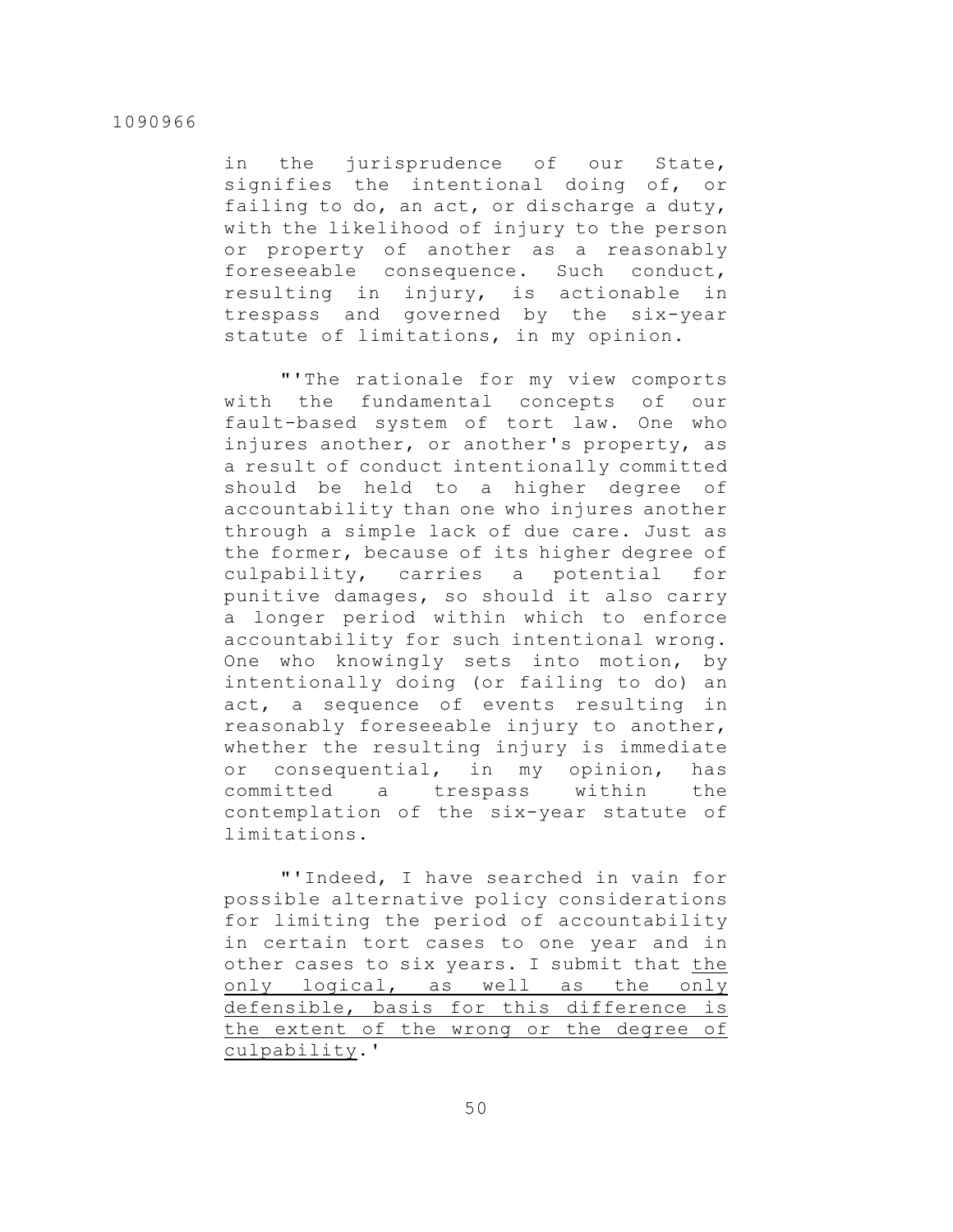in the jurisprudence of our State, signifies the intentional doing of, or failing to do, an act, or discharge a duty, with the likelihood of injury to the person or property of another as a reasonably foreseeable consequence. Such conduct, resulting in injury, is actionable in trespass and governed by the six-year statute of limitations, in my opinion.

"'The rationale for my view comports with the fundamental concepts of our fault-based system of tort law. One who injures another, or another's property, as a result of conduct intentionally committed should be held to a higher degree of accountability than one who injures another through a simple lack of due care. Just as the former, because of its higher degree of culpability, carries a potential for punitive damages, so should it also carry a longer period within which to enforce accountability for such intentional wrong. One who knowingly sets into motion, by intentionally doing (or failing to do) an act, a sequence of events resulting in reasonably foreseeable injury to another, whether the resulting injury is immediate or consequential, in my opinion, has committed a trespass within the contemplation of the six-year statute of limitations.

"'Indeed, I have searched in vain for possible alternative policy considerations for limiting the period of accountability in certain tort cases to one year and in other cases to six years. I submit that <u>the only logical, as well as the only defensible, basis for this difference is the extent of the wrong or the degree of culpability</u>.'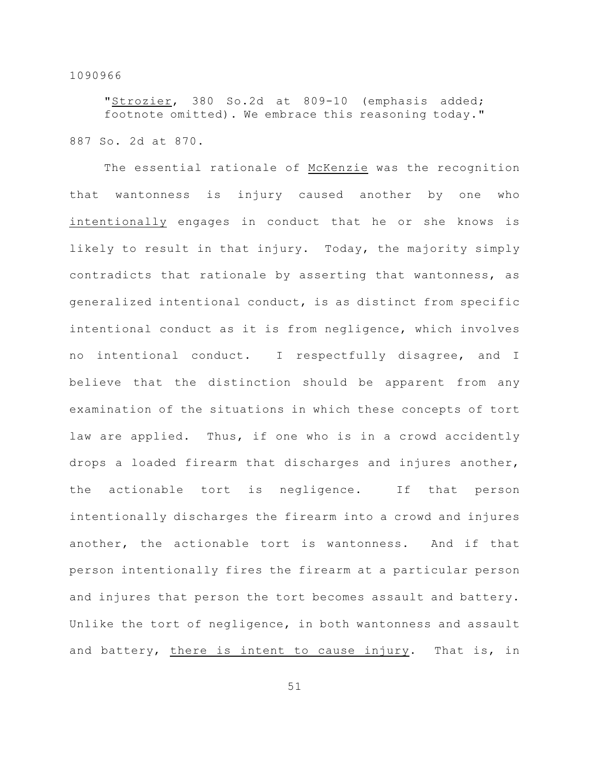"*Strozier*, 380 So.2d at 809-10 (emphasis added; footnote omitted). We embrace this reasoning today."

887 So. 2d at 870.

The essential rationale of *McKenzie* was the recognition that wantonness is injury caused another by one who *intentionally* engages in conduct that he or she knows is likely to result in that injury. Today, the majority simply contradicts that rationale by asserting that wantonness, as generalized intentional conduct, is as distinct from specific intentional conduct as it is from negligence, which involves no intentional conduct. I respectfully disagree, and I believe that the distinction should be apparent from any examination of the situations in which these concepts of tort law are applied. Thus, if one who is in a crowd accidently drops a loaded firearm that discharges and injures another, the actionable tort is negligence. If that person intentionally discharges the firearm into a crowd and injures another, the actionable tort is wantonness. And if that person intentionally fires the firearm at a particular person and injures that person the tort becomes assault and battery. Unlike the tort of negligence, in both wantonness and assault and battery, *there is intent to cause injury*. That is, in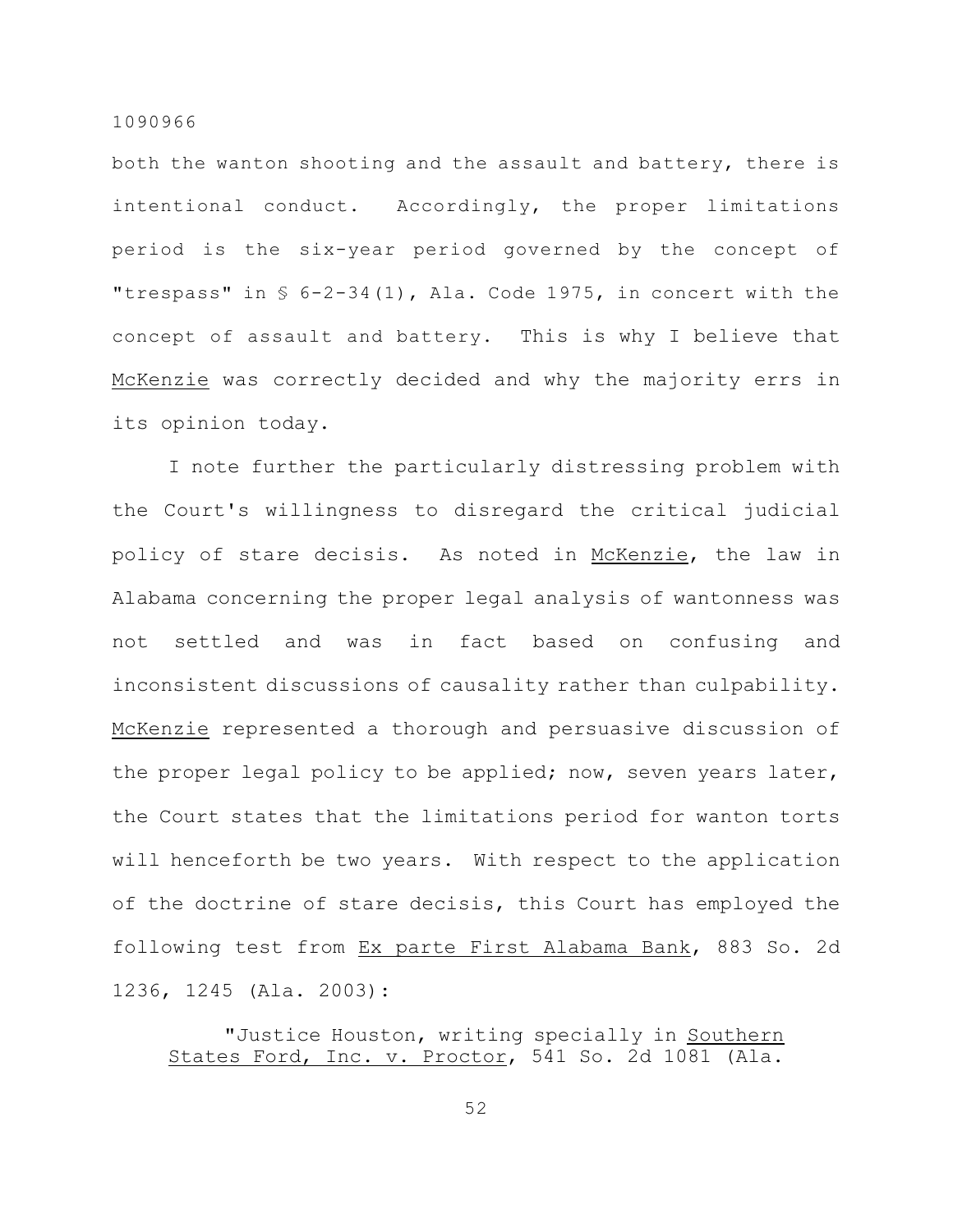both the wanton shooting and the assault and battery, there is intentional conduct. Accordingly, the proper limitations period is the six-year period governed by the concept of "trespass" in § 6-2-34(1), Ala. Code 1975, in concert with the concept of assault and battery. This is why I believe that McKenzie was correctly decided and why the majority errs in its opinion today.

I note further the particularly distressing problem with the Court's willingness to disregard the critical judicial policy of stare decisis. As noted in McKenzie, the law in Alabama concerning the proper legal analysis of wantonness was not settled and was in fact based on confusing and inconsistent discussions of causality rather than culpability. McKenzie represented a thorough and persuasive discussion of the proper legal policy to be applied; now, seven years later, the Court states that the limitations period for wanton torts will henceforth be two years. With respect to the application of the doctrine of stare decisis, this Court has employed the following test from Ex parte First Alabama Bank, 883 So. 2d 1236, 1245 (Ala. 2003):

> "Justice Houston, writing specially in Southern States Ford, Inc. v. Proctor, 541 So. 2d 1081 (Ala.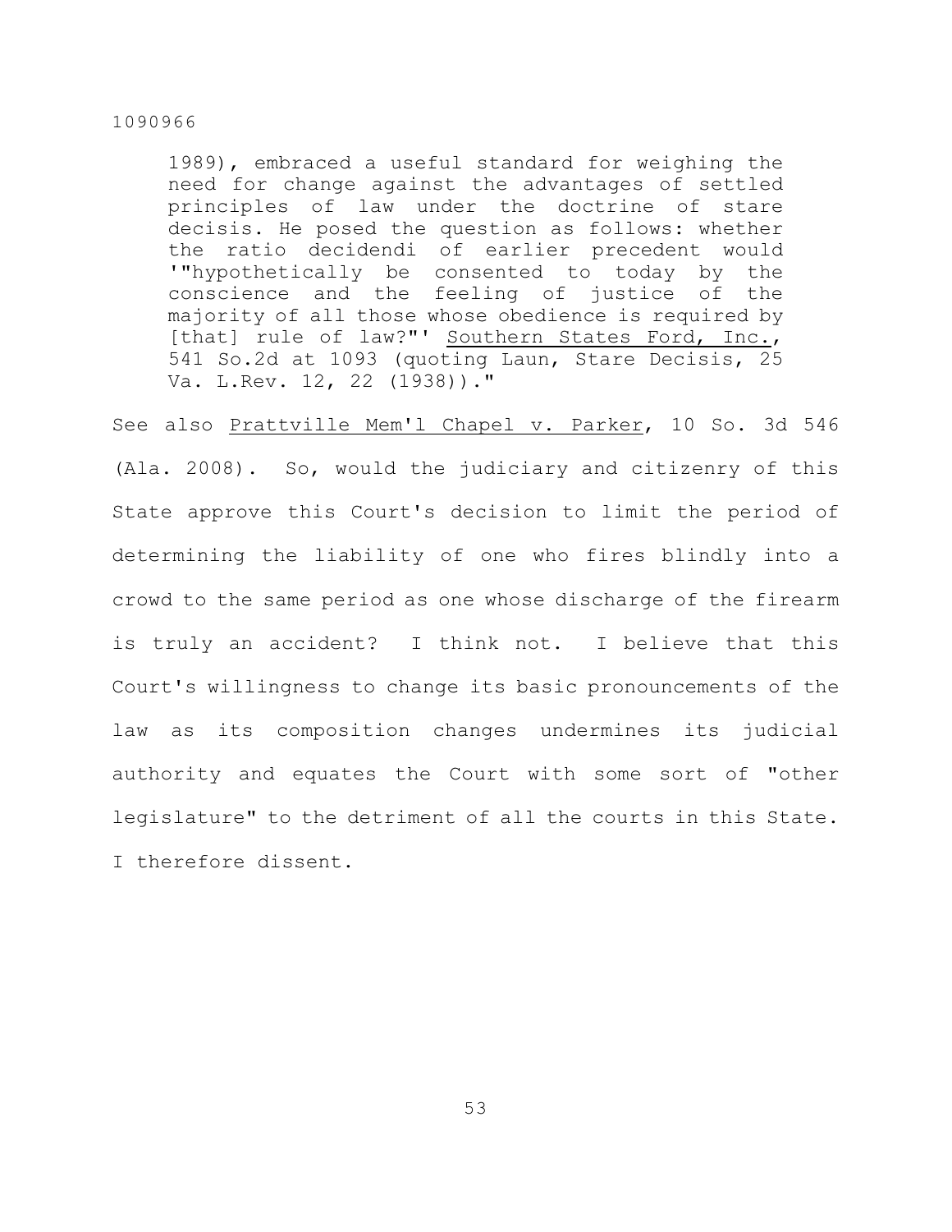> 1989), embraced a useful standard for weighing the need for change against the advantages of settled principles of law under the doctrine of stare decisis. He posed the question as follows: whether the ratio decidendi of earlier precedent would '"hypothetically be consented to today by the conscience and the feeling of justice of the majority of all those whose obedience is required by [that] rule of law?"' Southern States Ford, Inc., 541 So.2d at 1093 (quoting Laun, Stare Decisis, 25 Va. L.Rev. 12, 22 (1938))."

See also Prattville Mem'l Chapel v. Parker, 10 So. 3d 546 (Ala. 2008). So, would the judiciary and citizenry of this State approve this Court's decision to limit the period of determining the liability of one who fires blindly into a crowd to the same period as one whose discharge of the firearm is truly an accident? I think not. I believe that this Court's willingness to change its basic pronouncements of the law as its composition changes undermines its judicial authority and equates the Court with some sort of "other legislature" to the detriment of all the courts in this State. I therefore dissent.